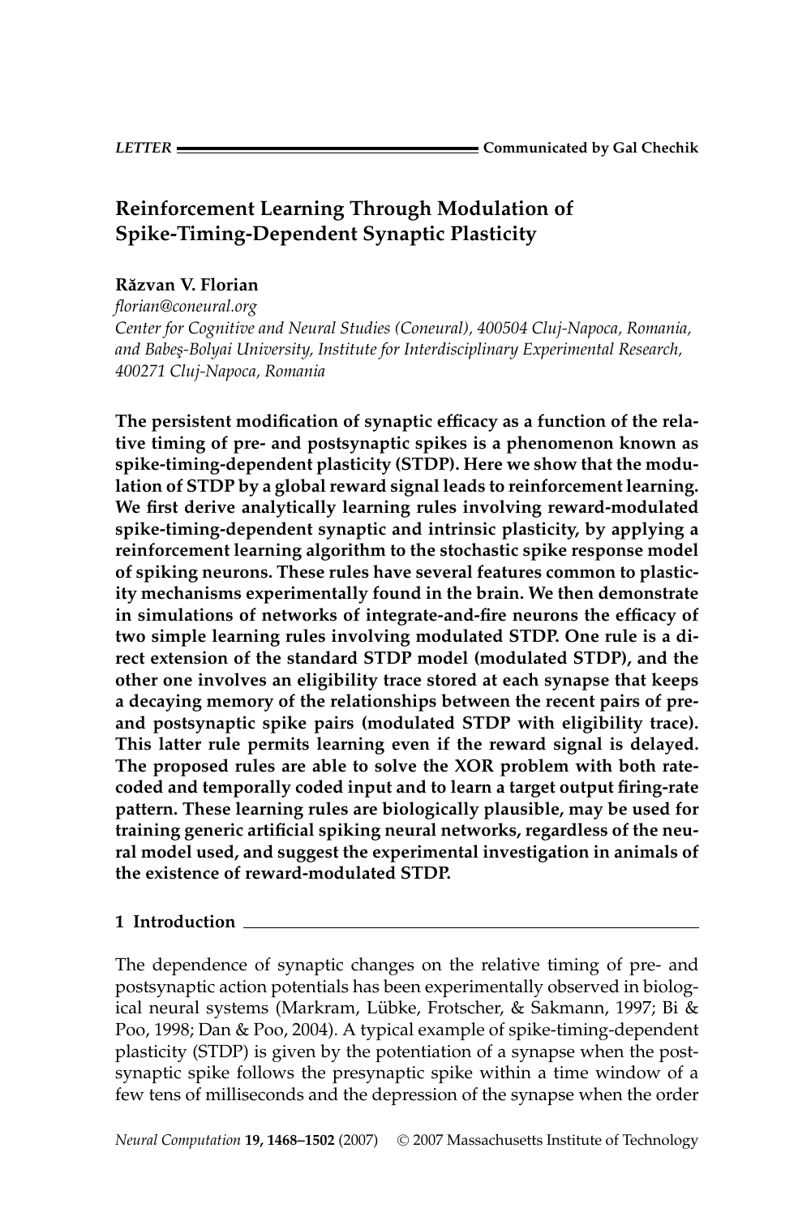LETTER — Communicated by Gal Chechik

# Reinforcement Learning Through Modulation of Spike-Timing-Dependent Synaptic Plasticity

**Răzvan V. Florian**

*florian@coneural.org*

*Center for Cognitive and Neural Studies (Coneural), 400504 Cluj-Napoca, Romania, and Babeş-Bolyai University, Institute for Interdisciplinary Experimental Research, 400271 Cluj-Napoca, Romania*

**The persistent modification of synaptic efficacy as a function of the relative timing of pre- and postsynaptic spikes is a phenomenon known as spike-timing-dependent plasticity (STDP). Here we show that the modulation of STDP by a global reward signal leads to reinforcement learning. We first derive analytically learning rules involving reward-modulated spike-timing-dependent synaptic and intrinsic plasticity, by applying a reinforcement learning algorithm to the stochastic spike response model of spiking neurons. These rules have several features common to plasticity mechanisms experimentally found in the brain. We then demonstrate in simulations of networks of integrate-and-fire neurons the efficacy of two simple learning rules involving modulated STDP. One rule is a direct extension of the standard STDP model (modulated STDP), and the other one involves an eligibility trace stored at each synapse that keeps a decaying memory of the relationships between the recent pairs of pre- and postsynaptic spike pairs (modulated STDP with eligibility trace). This latter rule permits learning even if the reward signal is delayed. The proposed rules are able to solve the XOR problem with both rate-coded and temporally coded input and to learn a target output firing-rate pattern. These learning rules are biologically plausible, may be used for training generic artificial spiking neural networks, regardless of the neural model used, and suggest the experimental investigation in animals of the existence of reward-modulated STDP.**

## 1 Introduction

The dependence of synaptic changes on the relative timing of pre- and postsynaptic action potentials has been experimentally observed in biological neural systems (Markram, Lübke, Frotscher, & Sakmann, 1997; Bi & Poo, 1998; Dan & Poo, 2004). A typical example of spike-timing-dependent plasticity (STDP) is given by the potentiation of a synapse when the postsynaptic spike follows the presynaptic spike within a time window of a few tens of milliseconds and the depression of the synapse when the order

Neural Computation 19, 1468–1502 (2007) © 2007 Massachusetts Institute of Technology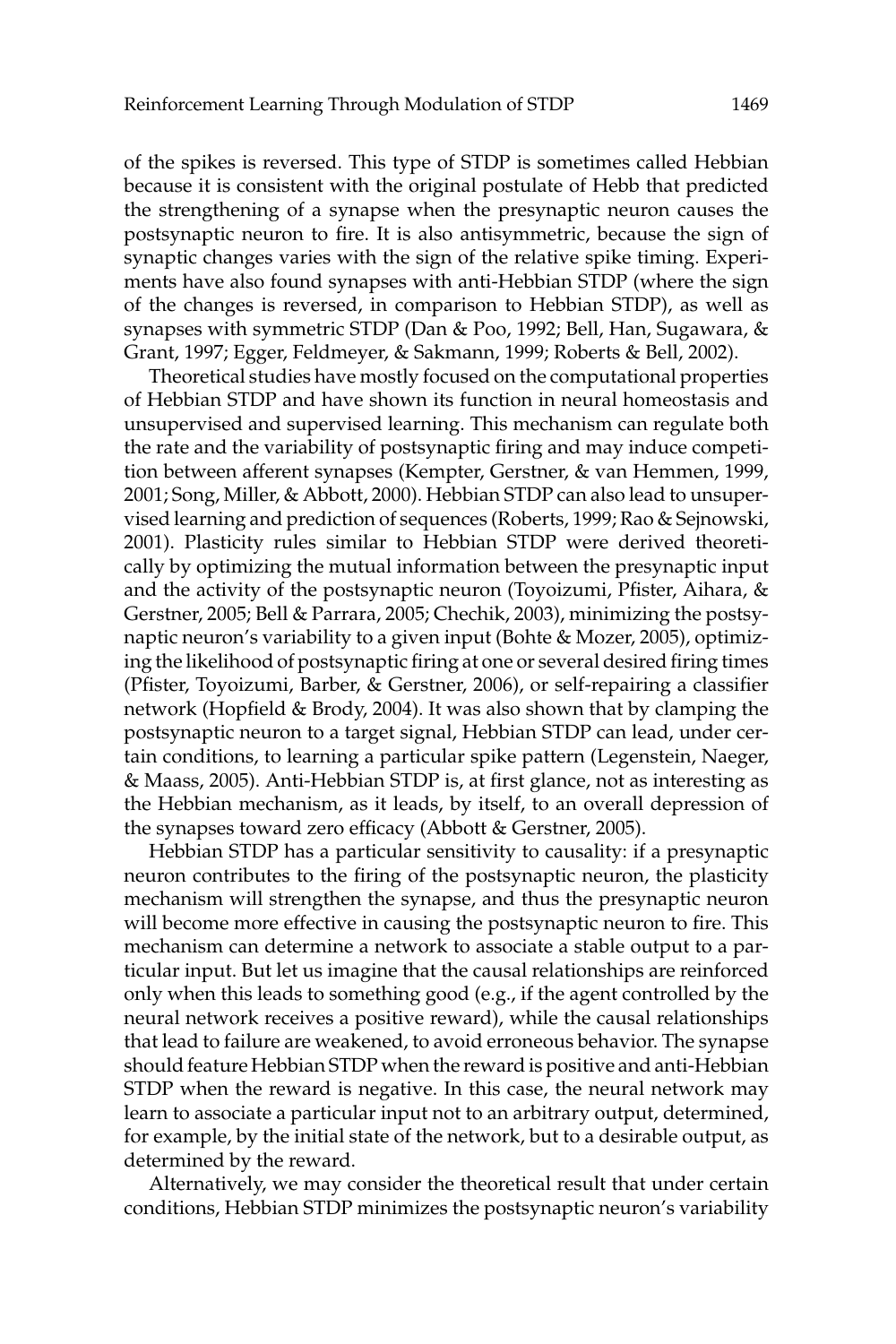of the spikes is reversed. This type of STDP is sometimes called Hebbian because it is consistent with the original postulate of Hebb that predicted the strengthening of a synapse when the presynaptic neuron causes the postsynaptic neuron to fire. It is also antisymmetric, because the sign of synaptic changes varies with the sign of the relative spike timing. Experiments have also found synapses with anti-Hebbian STDP (where the sign of the changes is reversed, in comparison to Hebbian STDP), as well as synapses with symmetric STDP (Dan & Poo, 1992; Bell, Han, Sugawara, & Grant, 1997; Egger, Feldmeyer, & Sakmann, 1999; Roberts & Bell, 2002).

Theoretical studies have mostly focused on the computational properties of Hebbian STDP and have shown its function in neural homeostasis and unsupervised and supervised learning. This mechanism can regulate both the rate and the variability of postsynaptic firing and may induce competition between afferent synapses (Kempter, Gerstner, & van Hemmen, 1999, 2001; Song, Miller, & Abbott, 2000). Hebbian STDP can also lead to unsupervised learning and prediction of sequences (Roberts, 1999; Rao & Sejnowski, 2001). Plasticity rules similar to Hebbian STDP were derived theoretically by optimizing the mutual information between the presynaptic input and the activity of the postsynaptic neuron (Toyoizumi, Pfister, Aihara, & Gerstner, 2005; Bell & Parrara, 2005; Chechik, 2003), minimizing the postsynaptic neuron's variability to a given input (Bohte & Mozer, 2005), optimizing the likelihood of postsynaptic firing at one or several desired firing times (Pfister, Toyoizumi, Barber, & Gerstner, 2006), or self-repairing a classifier network (Hopfield & Brody, 2004). It was also shown that by clamping the postsynaptic neuron to a target signal, Hebbian STDP can lead, under certain conditions, to learning a particular spike pattern (Legenstein, Naeger, & Maass, 2005). Anti-Hebbian STDP is, at first glance, not as interesting as the Hebbian mechanism, as it leads, by itself, to an overall depression of the synapses toward zero efficacy (Abbott & Gerstner, 2005).

Hebbian STDP has a particular sensitivity to causality: if a presynaptic neuron contributes to the firing of the postsynaptic neuron, the plasticity mechanism will strengthen the synapse, and thus the presynaptic neuron will become more effective in causing the postsynaptic neuron to fire. This mechanism can determine a network to associate a stable output to a particular input. But let us imagine that the causal relationships are reinforced only when this leads to something good (e.g., if the agent controlled by the neural network receives a positive reward), while the causal relationships that lead to failure are weakened, to avoid erroneous behavior. The synapse should feature Hebbian STDP when the reward is positive and anti-Hebbian STDP when the reward is negative. In this case, the neural network may learn to associate a particular input not to an arbitrary output, determined, for example, by the initial state of the network, but to a desirable output, as determined by the reward.

Alternatively, we may consider the theoretical result that under certain conditions, Hebbian STDP minimizes the postsynaptic neuron's variability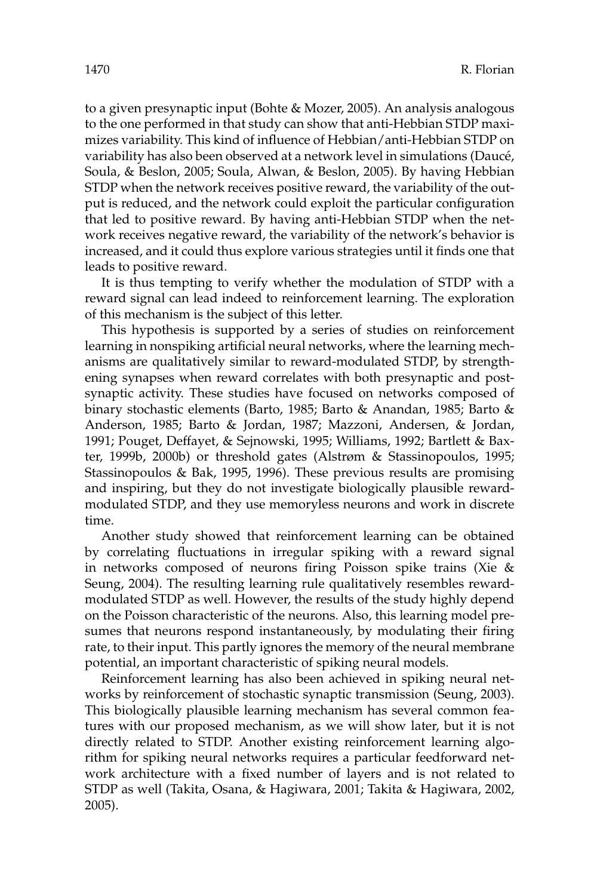to a given presynaptic input (Bohte & Mozer, 2005). An analysis analogous to the one performed in that study can show that anti-Hebbian STDP maximizes variability. This kind of influence of Hebbian/anti-Hebbian STDP on variability has also been observed at a network level in simulations (Daucé, Soula, & Beslon, 2005; Soula, Alwan, & Beslon, 2005). By having Hebbian STDP when the network receives positive reward, the variability of the output is reduced, and the network could exploit the particular configuration that led to positive reward. By having anti-Hebbian STDP when the network receives negative reward, the variability of the network's behavior is increased, and it could thus explore various strategies until it finds one that leads to positive reward.

It is thus tempting to verify whether the modulation of STDP with a reward signal can lead indeed to reinforcement learning. The exploration of this mechanism is the subject of this letter.

This hypothesis is supported by a series of studies on reinforcement learning in nonspiking artificial neural networks, where the learning mechanisms are qualitatively similar to reward-modulated STDP, by strengthening synapses when reward correlates with both presynaptic and postsynaptic activity. These studies have focused on networks composed of binary stochastic elements (Barto, 1985; Barto & Anandan, 1985; Barto & Anderson, 1985; Barto & Jordan, 1987; Mazzoni, Andersen, & Jordan, 1991; Pouget, Deffayet, & Sejnowski, 1995; Williams, 1992; Bartlett & Baxter, 1999b, 2000b) or threshold gates (Alstrøm & Stassinopoulos, 1995; Stassinopoulos & Bak, 1995, 1996). These previous results are promising and inspiring, but they do not investigate biologically plausible reward-modulated STDP, and they use memoryless neurons and work in discrete time.

Another study showed that reinforcement learning can be obtained by correlating fluctuations in irregular spiking with a reward signal in networks composed of neurons firing Poisson spike trains (Xie & Seung, 2004). The resulting learning rule qualitatively resembles reward-modulated STDP as well. However, the results of the study highly depend on the Poisson characteristic of the neurons. Also, this learning model presumes that neurons respond instantaneously, by modulating their firing rate, to their input. This partly ignores the memory of the neural membrane potential, an important characteristic of spiking neural models.

Reinforcement learning has also been achieved in spiking neural networks by reinforcement of stochastic synaptic transmission (Seung, 2003). This biologically plausible learning mechanism has several common features with our proposed mechanism, as we will show later, but it is not directly related to STDP. Another existing reinforcement learning algorithm for spiking neural networks requires a particular feedforward network architecture with a fixed number of layers and is not related to STDP as well (Takita, Osana, & Hagiwara, 2001; Takita & Hagiwara, 2002, 2005).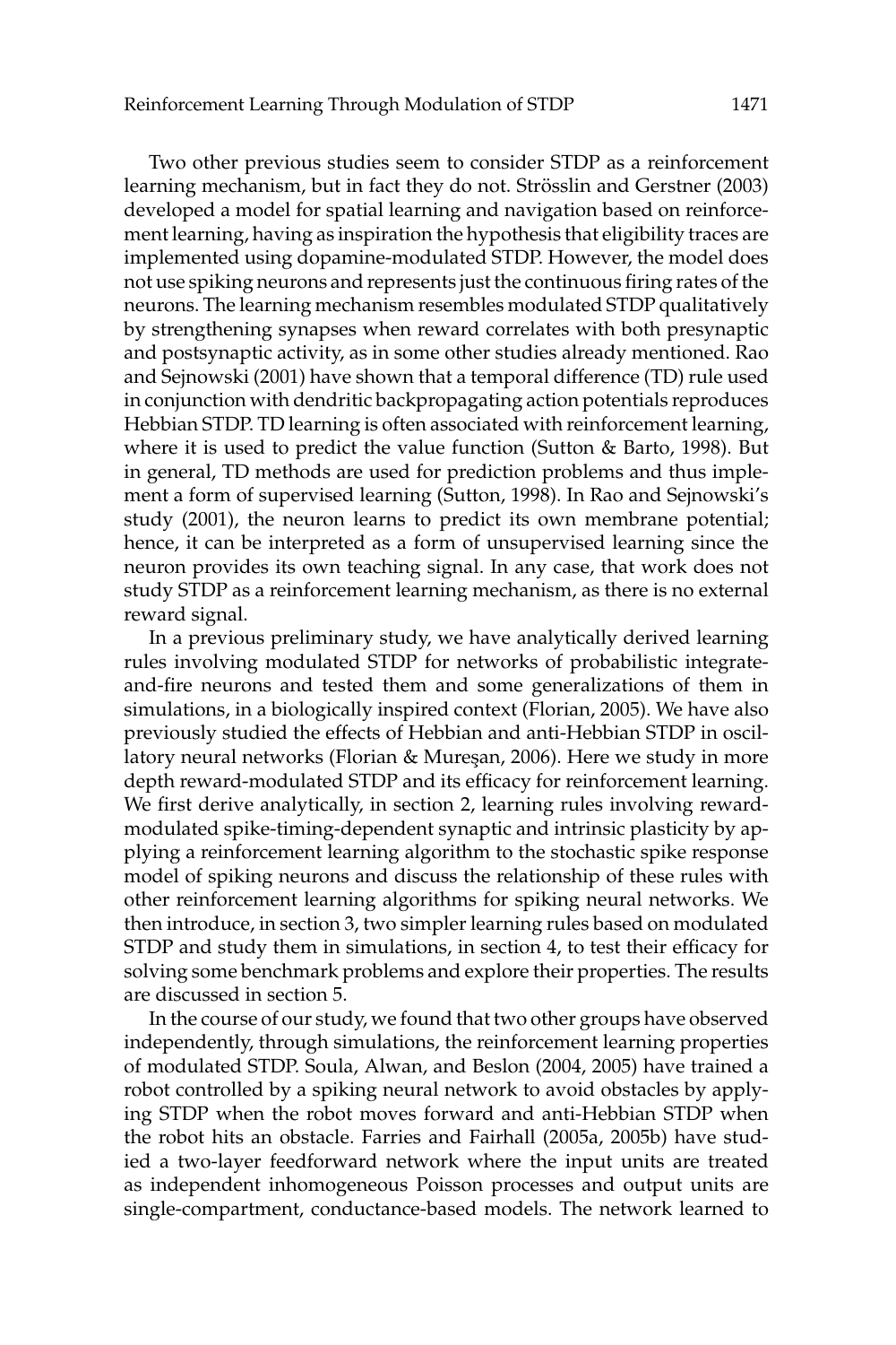Two other previous studies seem to consider STDP as a reinforcement learning mechanism, but in fact they do not. Strösslin and Gerstner (2003) developed a model for spatial learning and navigation based on reinforcement learning, having as inspiration the hypothesis that eligibility traces are implemented using dopamine-modulated STDP. However, the model does not use spiking neurons and represents just the continuous firing rates of the neurons. The learning mechanism resembles modulated STDP qualitatively by strengthening synapses when reward correlates with both presynaptic and postsynaptic activity, as in some other studies already mentioned. Rao and Sejnowski (2001) have shown that a temporal difference (TD) rule used in conjunction with dendritic backpropagating action potentials reproduces Hebbian STDP. TD learning is often associated with reinforcement learning, where it is used to predict the value function (Sutton & Barto, 1998). But in general, TD methods are used for prediction problems and thus implement a form of supervised learning (Sutton, 1998). In Rao and Sejnowski's study (2001), the neuron learns to predict its own membrane potential; hence, it can be interpreted as a form of unsupervised learning since the neuron provides its own teaching signal. In any case, that work does not study STDP as a reinforcement learning mechanism, as there is no external reward signal.

In a previous preliminary study, we have analytically derived learning rules involving modulated STDP for networks of probabilistic integrate-and-fire neurons and tested them and some generalizations of them in simulations, in a biologically inspired context (Florian, 2005). We have also previously studied the effects of Hebbian and anti-Hebbian STDP in oscillatory neural networks (Florian & Mureşan, 2006). Here we study in more depth reward-modulated STDP and its efficacy for reinforcement learning. We first derive analytically, in section 2, learning rules involving reward-modulated spike-timing-dependent synaptic and intrinsic plasticity by applying a reinforcement learning algorithm to the stochastic spike response model of spiking neurons and discuss the relationship of these rules with other reinforcement learning algorithms for spiking neural networks. We then introduce, in section 3, two simpler learning rules based on modulated STDP and study them in simulations, in section 4, to test their efficacy for solving some benchmark problems and explore their properties. The results are discussed in section 5.

In the course of our study, we found that two other groups have observed independently, through simulations, the reinforcement learning properties of modulated STDP. Soula, Alwan, and Beslon (2004, 2005) have trained a robot controlled by a spiking neural network to avoid obstacles by applying STDP when the robot moves forward and anti-Hebbian STDP when the robot hits an obstacle. Farries and Fairhall (2005a, 2005b) have studied a two-layer feedforward network where the input units are treated as independent inhomogeneous Poisson processes and output units are single-compartment, conductance-based models. The network learned to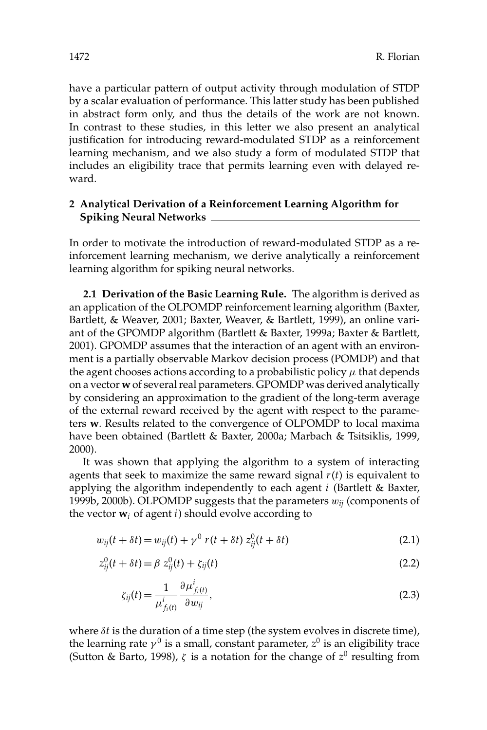have a particular pattern of output activity through modulation of STDP by a scalar evaluation of performance. This latter study has been published in abstract form only, and thus the details of the work are not known. In contrast to these studies, in this letter we also present an analytical justification for introducing reward-modulated STDP as a reinforcement learning mechanism, and we also study a form of modulated STDP that includes an eligibility trace that permits learning even with delayed reward.

## 2 Analytical Derivation of a Reinforcement Learning Algorithm for Spiking Neural Networks

In order to motivate the introduction of reward-modulated STDP as a reinforcement learning mechanism, we derive analytically a reinforcement learning algorithm for spiking neural networks.

**2.1 Derivation of the Basic Learning Rule.** The algorithm is derived as an application of the OLPOMDP reinforcement learning algorithm (Baxter, Bartlett, & Weaver, 2001; Baxter, Weaver, & Bartlett, 1999), an online variant of the GPOMDP algorithm (Bartlett & Baxter, 1999a; Baxter & Bartlett, 2001). GPOMDP assumes that the interaction of an agent with an environment is a partially observable Markov decision process (POMDP) and that the agent chooses actions according to a probabilistic policy $\mu$ that depends on a vector $\mathbf{w}$ of several real parameters. GPOMDP was derived analytically by considering an approximation to the gradient of the long-term average of the external reward received by the agent with respect to the parameters $\mathbf{w}$. Results related to the convergence of OLPOMDP to local maxima have been obtained (Bartlett & Baxter, 2000a; Marbach & Tsitsiklis, 1999, 2000).

It was shown that applying the algorithm to a system of interacting agents that seek to maximize the same reward signal $r(t)$ is equivalent to applying the algorithm independently to each agent $i$ (Bartlett & Baxter, 1999b, 2000b). OLPOMDP suggests that the parameters $w_{ij}$ (components of the vector $\mathbf{w}_i$ of agent $i$) should evolve according to

$$w_{ij}(t + \delta t) = w_{ij}(t) + \gamma^0 \, r(t + \delta t) \, z^0_{ij}(t + \delta t) \tag{2.1}$$

$$z^0_{ij}(t + \delta t) = \beta \, z^0_{ij}(t) + \zeta_{ij}(t) \tag{2.2}$$

$$\zeta_{ij}(t) = \frac{1}{\mu^i_{f_i(t)}} \frac{\partial \mu^i_{f_i(t)}}{\partial w_{ij}}, \tag{2.3}$$

where $\delta t$ is the duration of a time step (the system evolves in discrete time), the learning rate $\gamma^0$ is a small, constant parameter, $z^0$ is an eligibility trace (Sutton & Barto, 1998), $\zeta$ is a notation for the change of $z^0$ resulting from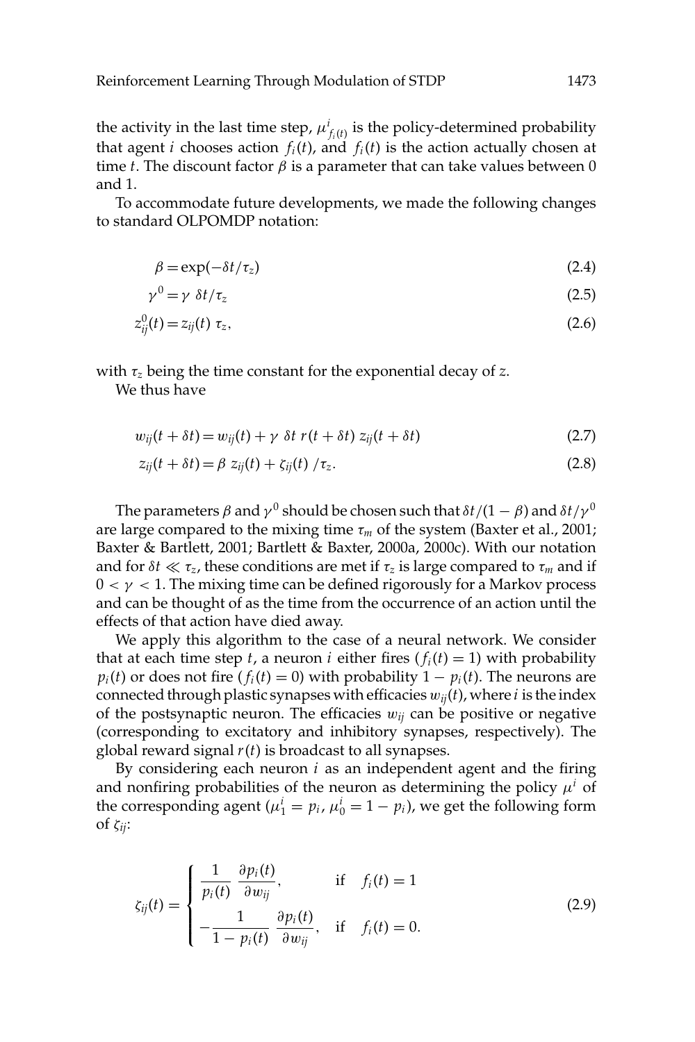the activity in the last time step, $\mu^i_{f_i(t)}$ is the policy-determined probability that agent $i$ chooses action $f_i(t)$, and $f_i(t)$ is the action actually chosen at time $t$. The discount factor $\beta$ is a parameter that can take values between 0 and 1.

To accommodate future developments, we made the following changes to standard OLPOMDP notation:

$$\beta = \exp(-\delta t/\tau_z) \tag{2.4}$$

$$\gamma^0 = \gamma \ \delta t/\tau_z \tag{2.5}$$

$$z^0_{ij}(t) = z_{ij}(t)\ \tau_z, \tag{2.6}$$

with $\tau_z$ being the time constant for the exponential decay of $z$.

We thus have

$$w_{ij}(t+\delta t) = w_{ij}(t) + \gamma\ \delta t\ r(t+\delta t)\ z_{ij}(t+\delta t) \tag{2.7}$$

$$z_{ij}(t+\delta t) = \beta\ z_{ij}(t) + \zeta_{ij}(t)\ /\tau_z. \tag{2.8}$$

The parameters $\beta$ and $\gamma^0$ should be chosen such that $\delta t/(1-\beta)$ and $\delta t/\gamma^0$ are large compared to the mixing time $\tau_m$ of the system (Baxter et al., 2001; Baxter & Bartlett, 2001; Bartlett & Baxter, 2000a, 2000c). With our notation and for $\delta t \ll \tau_z$, these conditions are met if $\tau_z$ is large compared to $\tau_m$ and if $0 < \gamma < 1$. The mixing time can be defined rigorously for a Markov process and can be thought of as the time from the occurrence of an action until the effects of that action have died away.

We apply this algorithm to the case of a neural network. We consider that at each time step $t$, a neuron $i$ either fires ($f_i(t) = 1$) with probability $p_i(t)$ or does not fire ($f_i(t) = 0$) with probability $1 - p_i(t)$. The neurons are connected through plastic synapses with efficacies $w_{ij}(t)$, where $i$ is the index of the postsynaptic neuron. The efficacies $w_{ij}$ can be positive or negative (corresponding to excitatory and inhibitory synapses, respectively). The global reward signal $r(t)$ is broadcast to all synapses.

By considering each neuron $i$ as an independent agent and the firing and nonfiring probabilities of the neuron as determining the policy $\mu^i$ of the corresponding agent ($\mu^i_1 = p_i$, $\mu^i_0 = 1 - p_i$), we get the following form of $\zeta_{ij}$:

$$\zeta_{ij}(t) = \begin{cases} \dfrac{1}{p_i(t)}\ \dfrac{\partial p_i(t)}{\partial w_{ij}}, & \text{if} \quad f_i(t) = 1 \\[2ex] -\dfrac{1}{1-p_i(t)}\ \dfrac{\partial p_i(t)}{\partial w_{ij}}, & \text{if} \quad f_i(t) = 0. \end{cases} \tag{2.9}$$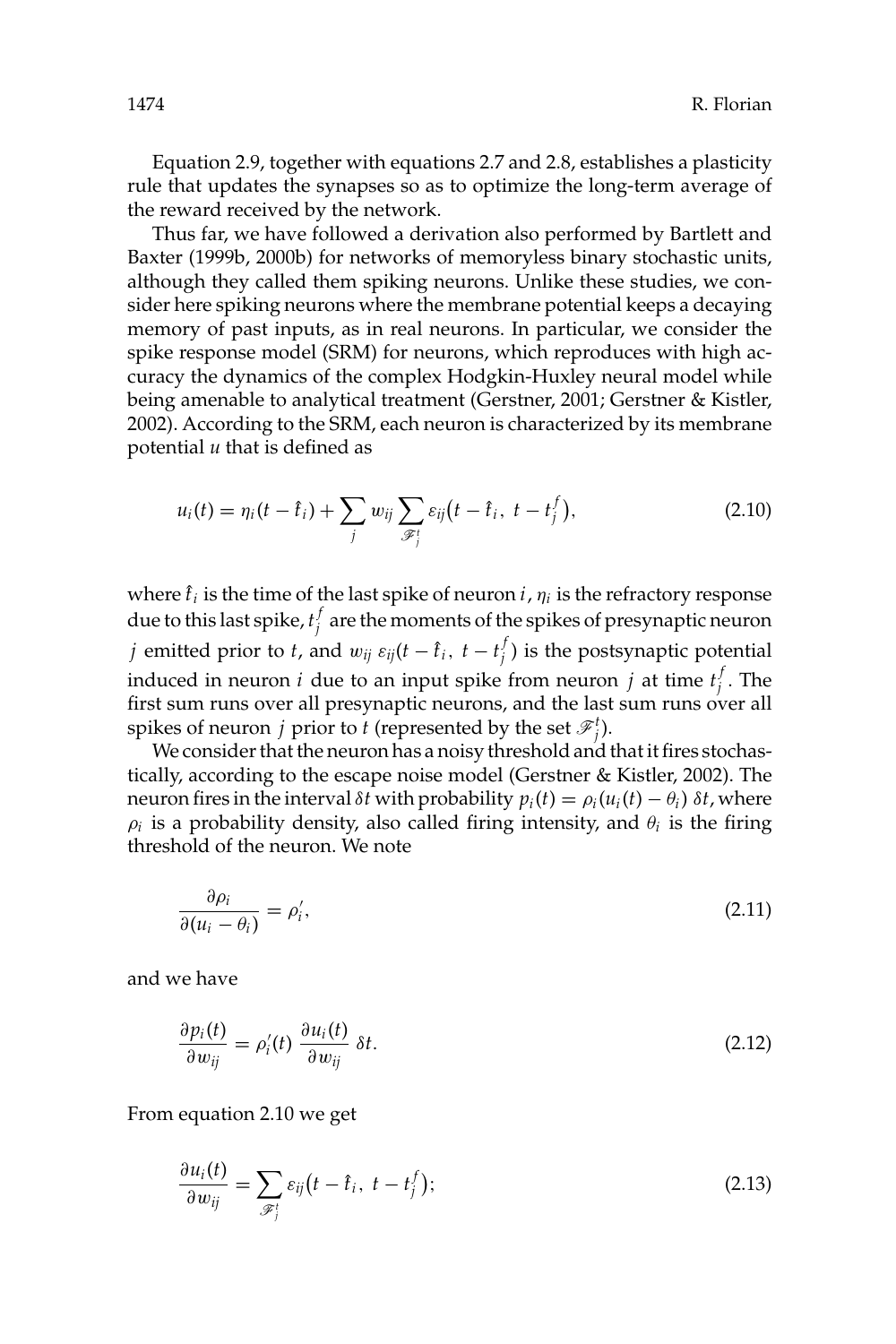Equation 2.9, together with equations 2.7 and 2.8, establishes a plasticity rule that updates the synapses so as to optimize the long-term average of the reward received by the network.

Thus far, we have followed a derivation also performed by Bartlett and Baxter (1999b, 2000b) for networks of memoryless binary stochastic units, although they called them spiking neurons. Unlike these studies, we consider here spiking neurons where the membrane potential keeps a decaying memory of past inputs, as in real neurons. In particular, we consider the spike response model (SRM) for neurons, which reproduces with high accuracy the dynamics of the complex Hodgkin-Huxley neural model while being amenable to analytical treatment (Gerstner, 2001; Gerstner & Kistler, 2002). According to the SRM, each neuron is characterized by its membrane potential $u$ that is defined as

$$u_i(t) = \eta_i(t - \hat{t}_i) + \sum_j w_{ij} \sum_{\mathscr{F}_j^t} \varepsilon_{ij}\big(t - \hat{t}_i,\ t - t_j^f\big), \tag{2.10}$$

where $\hat{t}_i$ is the time of the last spike of neuron $i$, $\eta_i$ is the refractory response due to this last spike, $t_j^f$ are the moments of the spikes of presynaptic neuron $j$ emitted prior to $t$, and $w_{ij}\ \varepsilon_{ij}(t - \hat{t}_i,\ t - t_j^f)$ is the postsynaptic potential induced in neuron $i$ due to an input spike from neuron $j$ at time $t_j^f$. The first sum runs over all presynaptic neurons, and the last sum runs over all spikes of neuron $j$ prior to $t$ (represented by the set $\mathscr{F}_j^t$).

We consider that the neuron has a noisy threshold and that it fires stochastically, according to the escape noise model (Gerstner & Kistler, 2002). The neuron fires in the interval $\delta t$ with probability $p_i(t) = \rho_i(u_i(t) - \theta_i)\ \delta t$, where $\rho_i$ is a probability density, also called firing intensity, and $\theta_i$ is the firing threshold of the neuron. We note

$$\frac{\partial \rho_i}{\partial (u_i - \theta_i)} = \rho_i', \tag{2.11}$$

and we have

$$\frac{\partial p_i(t)}{\partial w_{ij}} = \rho_i'(t)\ \frac{\partial u_i(t)}{\partial w_{ij}}\ \delta t. \tag{2.12}$$

From equation 2.10 we get

$$\frac{\partial u_i(t)}{\partial w_{ij}} = \sum_{\mathscr{F}_j^t} \varepsilon_{ij}\big(t - \hat{t}_i,\ t - t_j^f\big); \tag{2.13}$$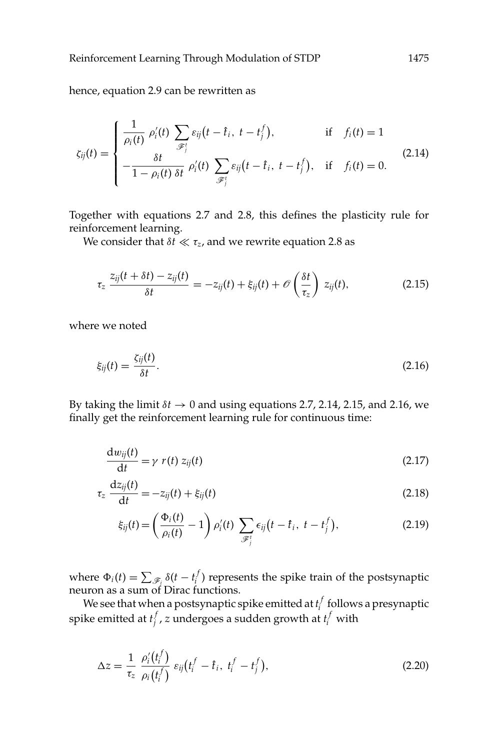hence, equation 2.9 can be rewritten as

$$\zeta_{ij}(t) = \begin{cases} \dfrac{1}{\rho_i(t)} \, \rho_i'(t) \displaystyle\sum_{\mathscr{F}_j^t} \varepsilon_{ij}\big(t - \hat{t}_i,\ t - t_j^f\big), & \text{if} \quad f_i(t) = 1 \\ -\dfrac{\delta t}{1 - \rho_i(t)\,\delta t} \, \rho_i'(t) \displaystyle\sum_{\mathscr{F}_j^t} \varepsilon_{ij}\big(t - \hat{t}_i,\ t - t_j^f\big), & \text{if} \quad f_i(t) = 0. \end{cases} \tag{2.14}$$

Together with equations 2.7 and 2.8, this defines the plasticity rule for reinforcement learning.

We consider that $\delta t \ll \tau_z$, and we rewrite equation 2.8 as

$$\tau_z \, \frac{z_{ij}(t + \delta t) - z_{ij}(t)}{\delta t} = -z_{ij}(t) + \xi_{ij}(t) + \mathscr{O}\left(\frac{\delta t}{\tau_z}\right) z_{ij}(t), \tag{2.15}$$

where we noted

$$\xi_{ij}(t) = \frac{\zeta_{ij}(t)}{\delta t}. \tag{2.16}$$

By taking the limit $\delta t \to 0$ and using equations 2.7, 2.14, 2.15, and 2.16, we finally get the reinforcement learning rule for continuous time:

$$\frac{\mathrm{d}w_{ij}(t)}{\mathrm{d}t} = \gamma \, r(t) \, z_{ij}(t) \tag{2.17}$$

$$\tau_z \, \frac{\mathrm{d}z_{ij}(t)}{\mathrm{d}t} = -z_{ij}(t) + \xi_{ij}(t) \tag{2.18}$$

$$\xi_{ij}(t) = \left(\frac{\Phi_i(t)}{\rho_i(t)} - 1\right) \rho_i'(t) \sum_{\mathscr{F}_j^t} \epsilon_{ij}\big(t - \hat{t}_i,\ t - t_j^f\big), \tag{2.19}$$

where $\Phi_i(t) = \sum_{\mathscr{F}_i} \delta(t - t_i^f)$ represents the spike train of the postsynaptic neuron as a sum of Dirac functions.

We see that when a postsynaptic spike emitted at $t_i^f$ follows a presynaptic spike emitted at $t_j^f$, $z$ undergoes a sudden growth at $t_i^f$ with

$$\Delta z = \frac{1}{\tau_z} \, \frac{\rho_i'\big(t_i^f\big)}{\rho_i\big(t_i^f\big)} \, \varepsilon_{ij}\big(t_i^f - \hat{t}_i,\ t_i^f - t_j^f\big), \tag{2.20}$$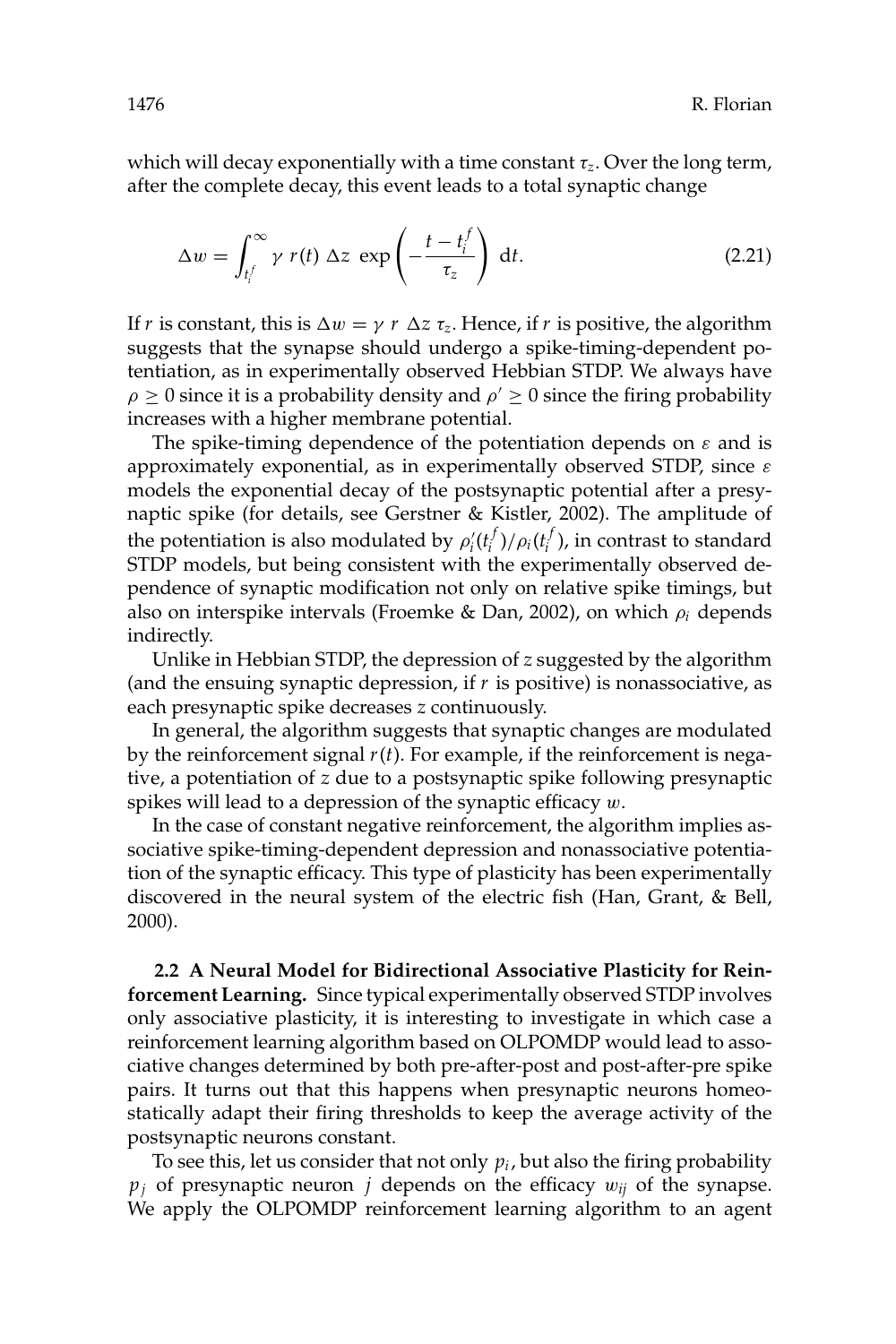which will decay exponentially with a time constant $\tau_z$. Over the long term, after the complete decay, this event leads to a total synaptic change

$$\Delta w = \int_{t_i^f}^{\infty} \gamma \; r(t) \; \Delta z \; \exp\left(-\frac{t - t_i^f}{\tau_z}\right) \, \mathrm{d}t. \tag{2.21}$$

If $r$ is constant, this is $\Delta w = \gamma \; r \; \Delta z \; \tau_z$. Hence, if $r$ is positive, the algorithm suggests that the synapse should undergo a spike-timing-dependent potentiation, as in experimentally observed Hebbian STDP. We always have $\rho \geq 0$ since it is a probability density and $\rho' \geq 0$ since the firing probability increases with a higher membrane potential.

The spike-timing dependence of the potentiation depends on $\varepsilon$ and is approximately exponential, as in experimentally observed STDP, since $\varepsilon$ models the exponential decay of the postsynaptic potential after a presynaptic spike (for details, see Gerstner & Kistler, 2002). The amplitude of the potentiation is also modulated by $\rho_i'(t_i^f)/\rho_i(t_i^f)$, in contrast to standard STDP models, but being consistent with the experimentally observed dependence of synaptic modification not only on relative spike timings, but also on interspike intervals (Froemke & Dan, 2002), on which $\rho_i$ depends indirectly.

Unlike in Hebbian STDP, the depression of $z$ suggested by the algorithm (and the ensuing synaptic depression, if $r$ is positive) is nonassociative, as each presynaptic spike decreases $z$ continuously.

In general, the algorithm suggests that synaptic changes are modulated by the reinforcement signal $r(t)$. For example, if the reinforcement is negative, a potentiation of $z$ due to a postsynaptic spike following presynaptic spikes will lead to a depression of the synaptic efficacy $w$.

In the case of constant negative reinforcement, the algorithm implies associative spike-timing-dependent depression and nonassociative potentiation of the synaptic efficacy. This type of plasticity has been experimentally discovered in the neural system of the electric fish (Han, Grant, & Bell, 2000).

**2.2 A Neural Model for Bidirectional Associative Plasticity for Reinforcement Learning.** Since typical experimentally observed STDP involves only associative plasticity, it is interesting to investigate in which case a reinforcement learning algorithm based on OLPOMDP would lead to associative changes determined by both pre-after-post and post-after-pre spike pairs. It turns out that this happens when presynaptic neurons homeostatically adapt their firing thresholds to keep the average activity of the postsynaptic neurons constant.

To see this, let us consider that not only $p_i$, but also the firing probability $p_j$ of presynaptic neuron $j$ depends on the efficacy $w_{ij}$ of the synapse. We apply the OLPOMDP reinforcement learning algorithm to an agent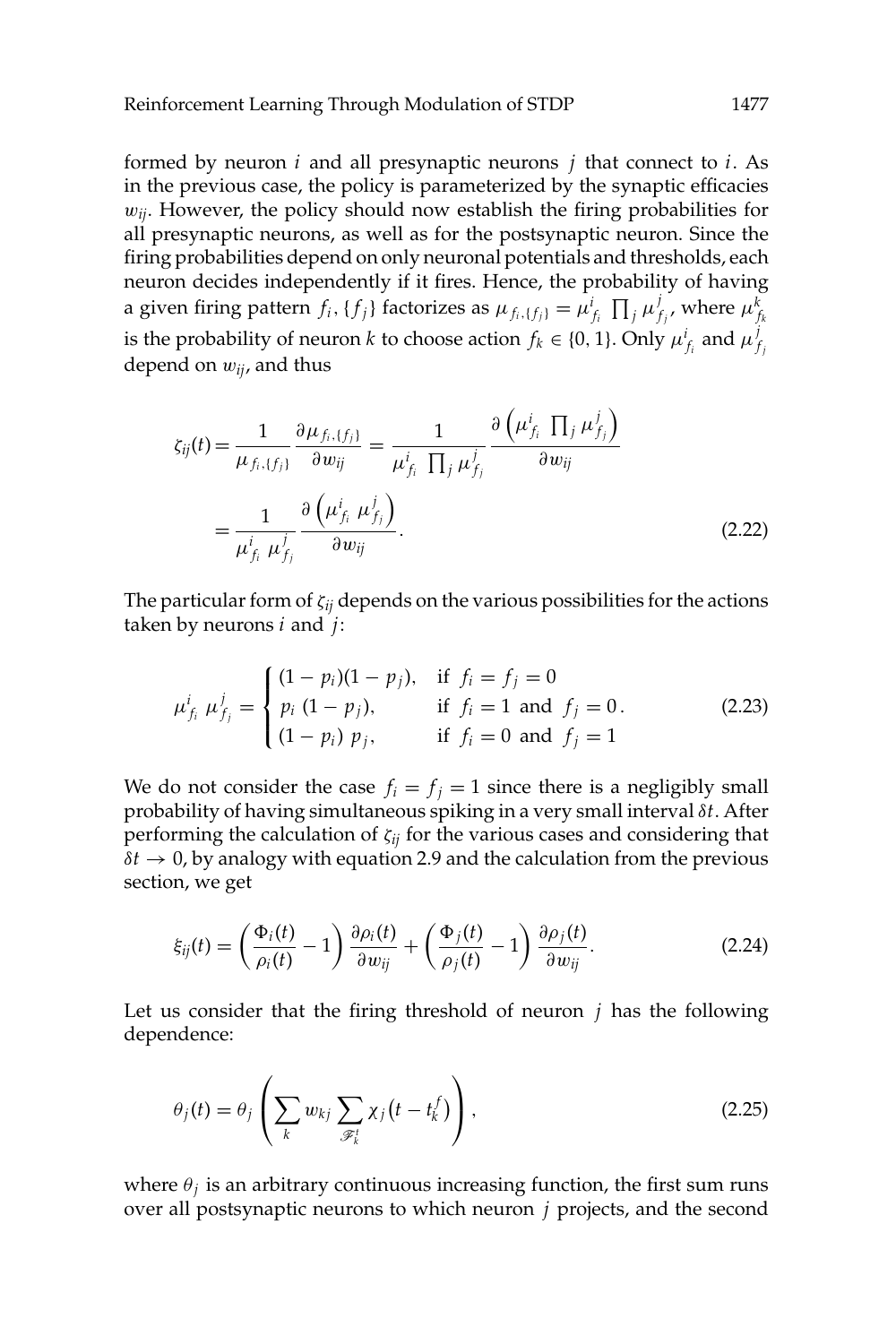formed by neuron $i$ and all presynaptic neurons $j$ that connect to $i$. As in the previous case, the policy is parameterized by the synaptic efficacies $w_{ij}$. However, the policy should now establish the firing probabilities for all presynaptic neurons, as well as for the postsynaptic neuron. Since the firing probabilities depend on only neuronal potentials and thresholds, each neuron decides independently if it fires. Hence, the probability of having a given firing pattern $f_i, \{f_j\}$ factorizes as $\mu_{f_i,\{f_j\}} = \mu^i_{f_i} \prod_j \mu^j_{f_j}$, where $\mu^k_{f_k}$ is the probability of neuron $k$ to choose action $f_k \in \{0, 1\}$. Only $\mu^i_{f_i}$ and $\mu^j_{f_j}$ depend on $w_{ij}$, and thus

$$\zeta_{ij}(t) = \frac{1}{\mu_{f_i,\{f_j\}}} \frac{\partial \mu_{f_i,\{f_j\}}}{\partial w_{ij}} = \frac{1}{\mu^i_{f_i} \prod_j \mu^j_{f_j}} \frac{\partial \left( \mu^i_{f_i} \prod_j \mu^j_{f_j} \right)}{\partial w_{ij}}$$

$$= \frac{1}{\mu^i_{f_i}\, \mu^j_{f_j}} \frac{\partial \left( \mu^i_{f_i}\, \mu^j_{f_j} \right)}{\partial w_{ij}}. \tag{2.22}$$

The particular form of $\zeta_{ij}$ depends on the various possibilities for the actions taken by neurons $i$ and $j$:

$$\mu^i_{f_i}\, \mu^j_{f_j} = \begin{cases} (1 - p_i)(1 - p_j), & \text{if } f_i = f_j = 0 \\ p_i\, (1 - p_j), & \text{if } f_i = 1 \text{ and } f_j = 0 \\ (1 - p_i)\, p_j, & \text{if } f_i = 0 \text{ and } f_j = 1 \end{cases}. \tag{2.23}$$

We do not consider the case $f_i = f_j = 1$ since there is a negligibly small probability of having simultaneous spiking in a very small interval $\delta t$. After performing the calculation of $\zeta_{ij}$ for the various cases and considering that $\delta t \to 0$, by analogy with equation 2.9 and the calculation from the previous section, we get

$$\xi_{ij}(t) = \left( \frac{\Phi_i(t)}{\rho_i(t)} - 1 \right) \frac{\partial \rho_i(t)}{\partial w_{ij}} + \left( \frac{\Phi_j(t)}{\rho_j(t)} - 1 \right) \frac{\partial \rho_j(t)}{\partial w_{ij}}. \tag{2.24}$$

Let us consider that the firing threshold of neuron $j$ has the following dependence:

$$\theta_j(t) = \theta_j \left( \sum_k w_{kj} \sum_{\mathcal{F}^t_k} \chi_j\left(t - t^f_k\right) \right), \tag{2.25}$$

where $\theta_j$ is an arbitrary continuous increasing function, the first sum runs over all postsynaptic neurons to which neuron $j$ projects, and the second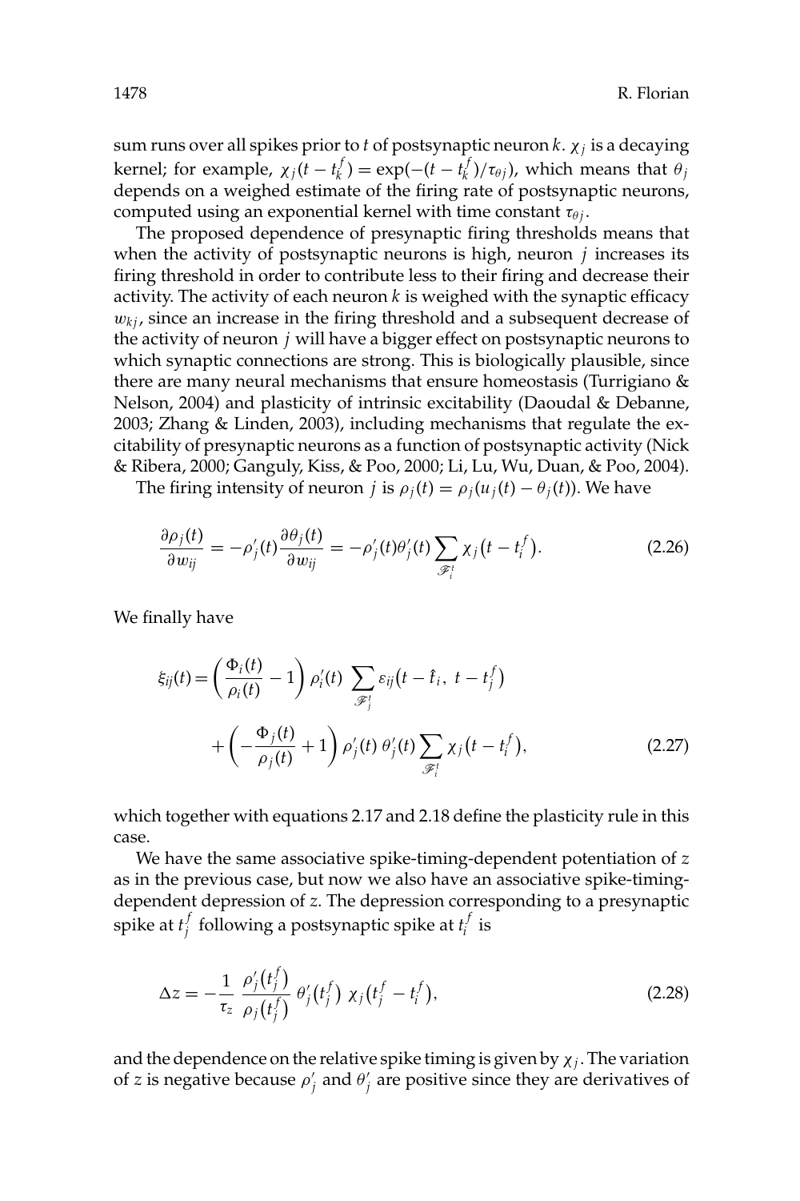sum runs over all spikes prior to $t$ of postsynaptic neuron $k$. $\chi_j$ is a decaying kernel; for example, $\chi_j(t - t_k^f) = \exp(-(t - t_k^f)/\tau_{\theta j})$, which means that $\theta_j$ depends on a weighed estimate of the firing rate of postsynaptic neurons, computed using an exponential kernel with time constant $\tau_{\theta j}$.

The proposed dependence of presynaptic firing thresholds means that when the activity of postsynaptic neurons is high, neuron $j$ increases its firing threshold in order to contribute less to their firing and decrease their activity. The activity of each neuron $k$ is weighed with the synaptic efficacy $w_{kj}$, since an increase in the firing threshold and a subsequent decrease of the activity of neuron $j$ will have a bigger effect on postsynaptic neurons to which synaptic connections are strong. This is biologically plausible, since there are many neural mechanisms that ensure homeostasis (Turrigiano & Nelson, 2004) and plasticity of intrinsic excitability (Daoudal & Debanne, 2003; Zhang & Linden, 2003), including mechanisms that regulate the excitability of presynaptic neurons as a function of postsynaptic activity (Nick & Ribera, 2000; Ganguly, Kiss, & Poo, 2000; Li, Lu, Wu, Duan, & Poo, 2004).

The firing intensity of neuron $j$ is $\rho_j(t) = \rho_j(u_j(t) - \theta_j(t))$. We have

$$\frac{\partial \rho_j(t)}{\partial w_{ij}} = -\rho_j'(t) \frac{\partial \theta_j(t)}{\partial w_{ij}} = -\rho_j'(t)\theta_j'(t) \sum_{\mathcal{F}_i^t} \chi_j\left(t - t_i^f\right). \tag{2.26}$$

We finally have

$$\begin{aligned} \xi_{ij}(t) = & \left( \frac{\Phi_i(t)}{\rho_i(t)} - 1 \right) \rho_i'(t) \sum_{\mathcal{F}_j^t} \varepsilon_{ij}\left(t - \hat{t}_i,\ t - t_j^f\right) \\ & + \left( -\frac{\Phi_j(t)}{\rho_j(t)} + 1 \right) \rho_j'(t)\ \theta_j'(t) \sum_{\mathcal{F}_i^t} \chi_j\left(t - t_i^f\right), \end{aligned} \tag{2.27}$$

which together with equations 2.17 and 2.18 define the plasticity rule in this case.

We have the same associative spike-timing-dependent potentiation of $z$ as in the previous case, but now we also have an associative spike-timing-dependent depression of $z$. The depression corresponding to a presynaptic spike at $t_j^f$ following a postsynaptic spike at $t_i^f$ is

$$\Delta z = -\frac{1}{\tau_z} \frac{\rho_j'\left(t_j^f\right)}{\rho_j\left(t_j^f\right)}\ \theta_j'\left(t_j^f\right)\ \chi_j\left(t_j^f - t_i^f\right), \tag{2.28}$$

and the dependence on the relative spike timing is given by $\chi_j$. The variation of $z$ is negative because $\rho_j'$ and $\theta_j'$ are positive since they are derivatives of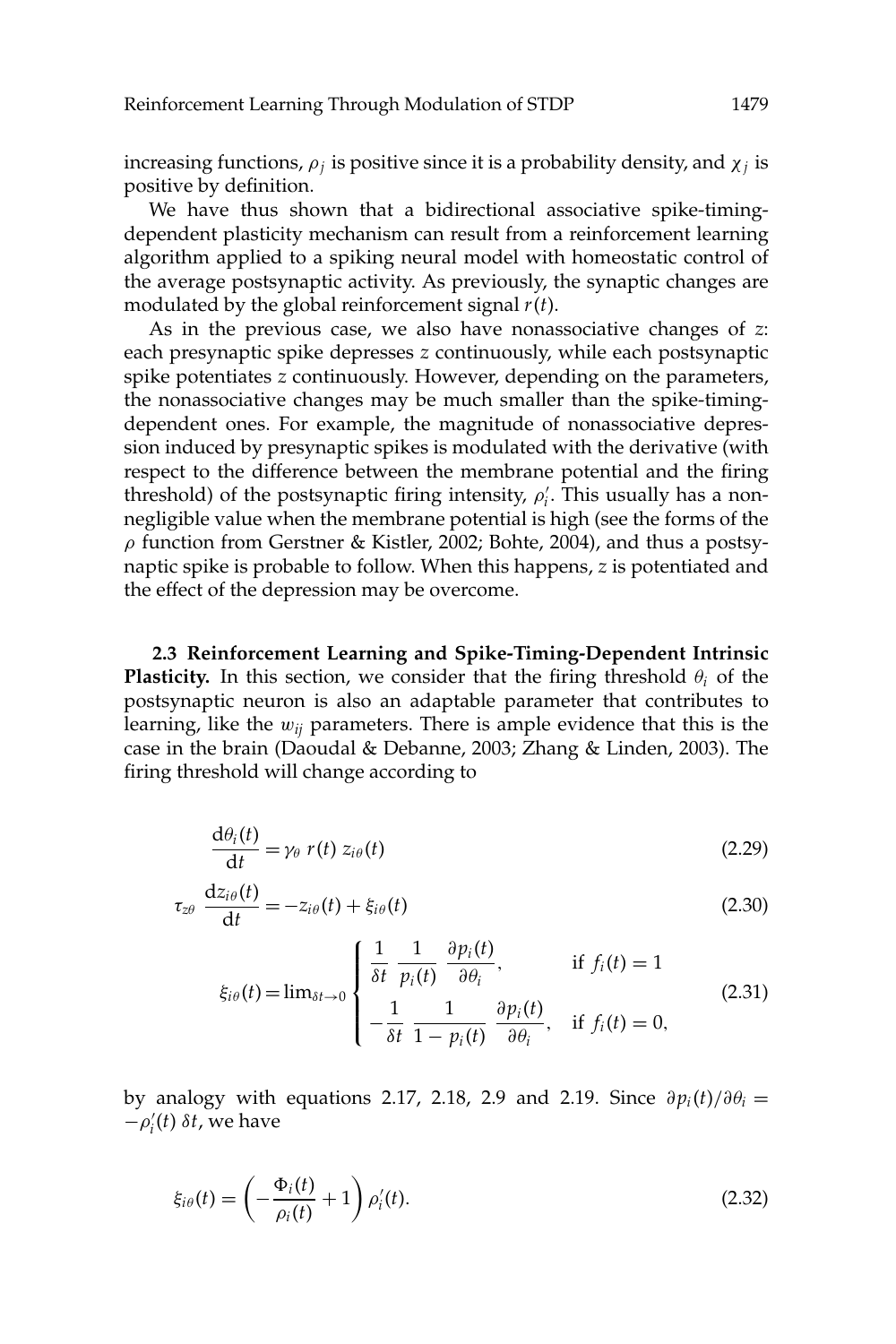increasing functions, $\rho_j$ is positive since it is a probability density, and $\chi_j$ is positive by definition.

We have thus shown that a bidirectional associative spike-timing-dependent plasticity mechanism can result from a reinforcement learning algorithm applied to a spiking neural model with homeostatic control of the average postsynaptic activity. As previously, the synaptic changes are modulated by the global reinforcement signal $r(t)$.

As in the previous case, we also have nonassociative changes of $z$: each presynaptic spike depresses $z$ continuously, while each postsynaptic spike potentiates $z$ continuously. However, depending on the parameters, the nonassociative changes may be much smaller than the spike-timing-dependent ones. For example, the magnitude of nonassociative depression induced by presynaptic spikes is modulated with the derivative (with respect to the difference between the membrane potential and the firing threshold) of the postsynaptic firing intensity, $\rho_i'$. This usually has a non-negligible value when the membrane potential is high (see the forms of the $\rho$ function from Gerstner & Kistler, 2002; Bohte, 2004), and thus a postsynaptic spike is probable to follow. When this happens, $z$ is potentiated and the effect of the depression may be overcome.

### 2.3 Reinforcement Learning and Spike-Timing-Dependent Intrinsic Plasticity.

In this section, we consider that the firing threshold $\theta_i$ of the postsynaptic neuron is also an adaptable parameter that contributes to learning, like the $w_{ij}$ parameters. There is ample evidence that this is the case in the brain (Daoudal & Debanne, 2003; Zhang & Linden, 2003). The firing threshold will change according to

$$\frac{\mathrm{d}\theta_i(t)}{\mathrm{d}t} = \gamma_\theta \, r(t) \, z_{i\theta}(t) \tag{2.29}$$

$$\tau_{z\theta} \, \frac{\mathrm{d}z_{i\theta}(t)}{\mathrm{d}t} = -z_{i\theta}(t) + \xi_{i\theta}(t) \tag{2.30}$$

$$\xi_{i\theta}(t) = \lim\nolimits_{\delta t \to 0} \begin{cases} \dfrac{1}{\delta t} \, \dfrac{1}{p_i(t)} \, \dfrac{\partial p_i(t)}{\partial \theta_i}, & \text{if } f_i(t) = 1 \\[2ex] -\dfrac{1}{\delta t} \, \dfrac{1}{1 - p_i(t)} \, \dfrac{\partial p_i(t)}{\partial \theta_i}, & \text{if } f_i(t) = 0, \end{cases} \tag{2.31}$$

by analogy with equations 2.17, 2.18, 2.9 and 2.19. Since $\partial p_i(t)/\partial \theta_i = -\rho_i'(t)\, \delta t$, we have

$$\xi_{i\theta}(t) = \left( -\frac{\Phi_i(t)}{\rho_i(t)} + 1 \right) \rho_i'(t). \tag{2.32}$$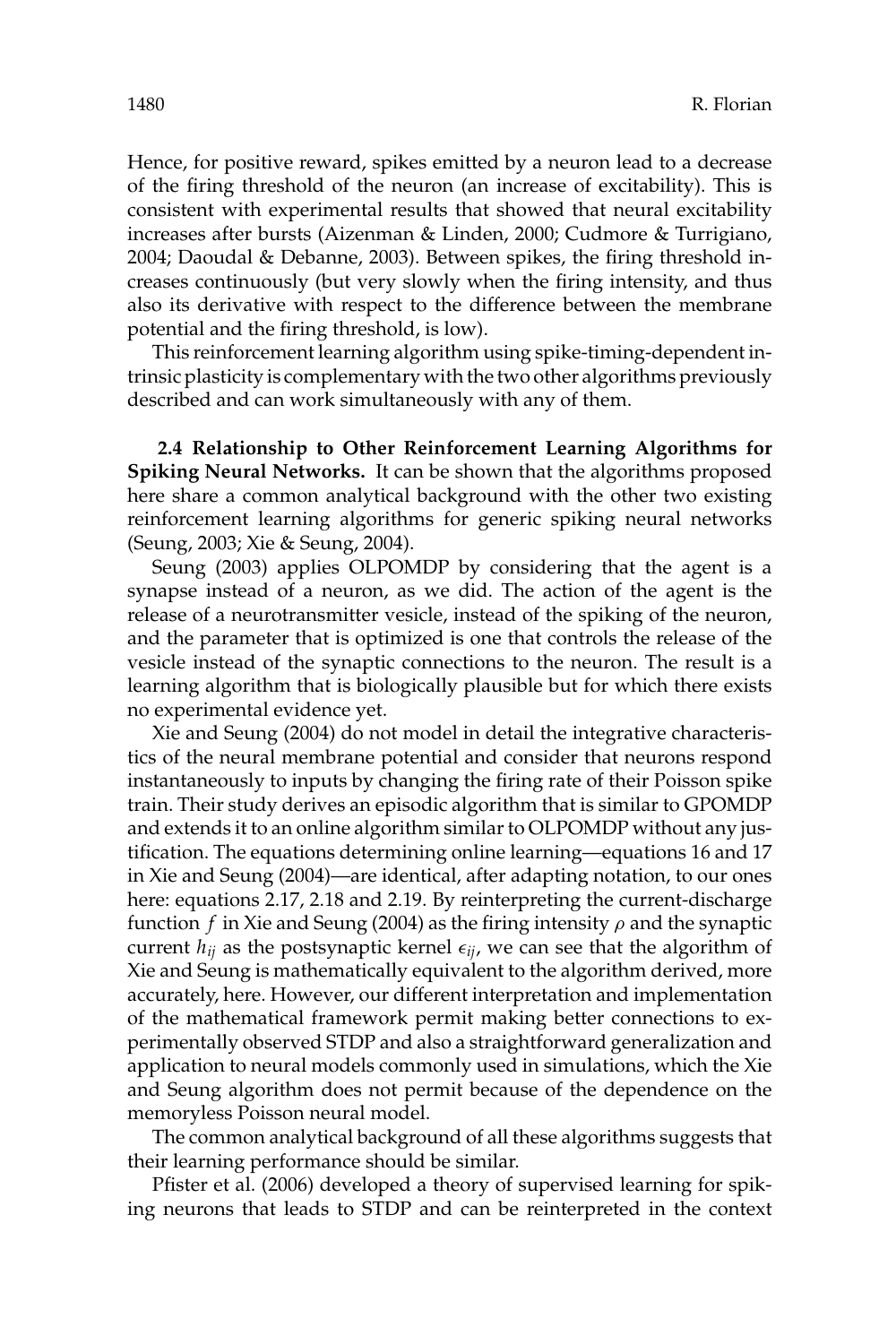Hence, for positive reward, spikes emitted by a neuron lead to a decrease of the firing threshold of the neuron (an increase of excitability). This is consistent with experimental results that showed that neural excitability increases after bursts (Aizenman & Linden, 2000; Cudmore & Turrigiano, 2004; Daoudal & Debanne, 2003). Between spikes, the firing threshold increases continuously (but very slowly when the firing intensity, and thus also its derivative with respect to the difference between the membrane potential and the firing threshold, is low).

This reinforcement learning algorithm using spike-timing-dependent intrinsic plasticity is complementary with the two other algorithms previously described and can work simultaneously with any of them.

**2.4 Relationship to Other Reinforcement Learning Algorithms for Spiking Neural Networks.** It can be shown that the algorithms proposed here share a common analytical background with the other two existing reinforcement learning algorithms for generic spiking neural networks (Seung, 2003; Xie & Seung, 2004).

Seung (2003) applies OLPOMDP by considering that the agent is a synapse instead of a neuron, as we did. The action of the agent is the release of a neurotransmitter vesicle, instead of the spiking of the neuron, and the parameter that is optimized is one that controls the release of the vesicle instead of the synaptic connections to the neuron. The result is a learning algorithm that is biologically plausible but for which there exists no experimental evidence yet.

Xie and Seung (2004) do not model in detail the integrative characteristics of the neural membrane potential and consider that neurons respond instantaneously to inputs by changing the firing rate of their Poisson spike train. Their study derives an episodic algorithm that is similar to GPOMDP and extends it to an online algorithm similar to OLPOMDP without any justification. The equations determining online learning—equations 16 and 17 in Xie and Seung (2004)—are identical, after adapting notation, to our ones here: equations 2.17, 2.18 and 2.19. By reinterpreting the current-discharge function $f$ in Xie and Seung (2004) as the firing intensity $\rho$ and the synaptic current $h_{ij}$ as the postsynaptic kernel $\epsilon_{ij}$, we can see that the algorithm of Xie and Seung is mathematically equivalent to the algorithm derived, more accurately, here. However, our different interpretation and implementation of the mathematical framework permit making better connections to experimentally observed STDP and also a straightforward generalization and application to neural models commonly used in simulations, which the Xie and Seung algorithm does not permit because of the dependence on the memoryless Poisson neural model.

The common analytical background of all these algorithms suggests that their learning performance should be similar.

Pfister et al. (2006) developed a theory of supervised learning for spiking neurons that leads to STDP and can be reinterpreted in the context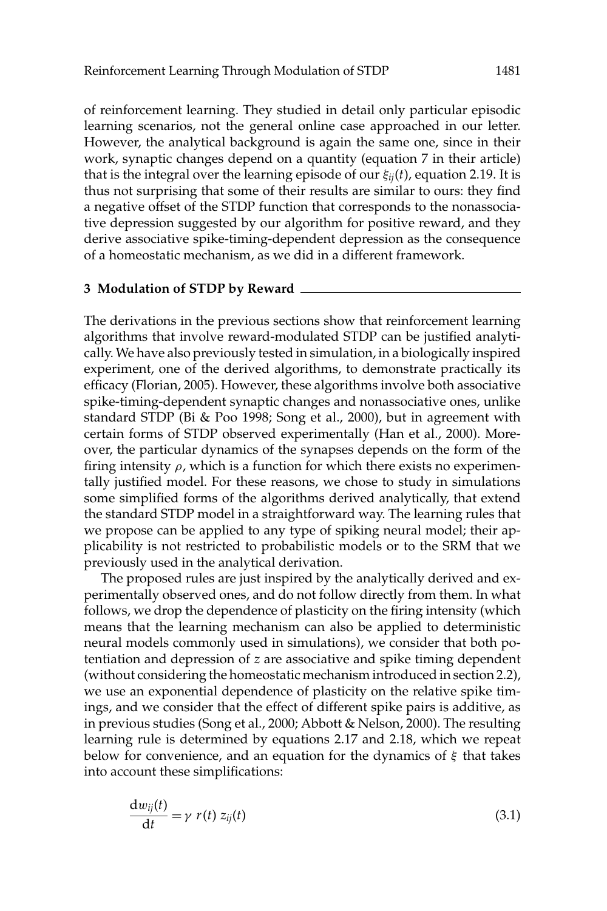of reinforcement learning. They studied in detail only particular episodic learning scenarios, not the general online case approached in our letter. However, the analytical background is again the same one, since in their work, synaptic changes depend on a quantity (equation 7 in their article) that is the integral over the learning episode of our $\xi_{ij}(t)$, equation 2.19. It is thus not surprising that some of their results are similar to ours: they find a negative offset of the STDP function that corresponds to the nonassociative depression suggested by our algorithm for positive reward, and they derive associative spike-timing-dependent depression as the consequence of a homeostatic mechanism, as we did in a different framework.

## 3 Modulation of STDP by Reward

The derivations in the previous sections show that reinforcement learning algorithms that involve reward-modulated STDP can be justified analytically. We have also previously tested in simulation, in a biologically inspired experiment, one of the derived algorithms, to demonstrate practically its efficacy (Florian, 2005). However, these algorithms involve both associative spike-timing-dependent synaptic changes and nonassociative ones, unlike standard STDP (Bi & Poo 1998; Song et al., 2000), but in agreement with certain forms of STDP observed experimentally (Han et al., 2000). Moreover, the particular dynamics of the synapses depends on the form of the firing intensity $\rho$, which is a function for which there exists no experimentally justified model. For these reasons, we chose to study in simulations some simplified forms of the algorithms derived analytically, that extend the standard STDP model in a straightforward way. The learning rules that we propose can be applied to any type of spiking neural model; their applicability is not restricted to probabilistic models or to the SRM that we previously used in the analytical derivation.

The proposed rules are just inspired by the analytically derived and experimentally observed ones, and do not follow directly from them. In what follows, we drop the dependence of plasticity on the firing intensity (which means that the learning mechanism can also be applied to deterministic neural models commonly used in simulations), we consider that both potentiation and depression of $z$ are associative and spike timing dependent (without considering the homeostatic mechanism introduced in section 2.2), we use an exponential dependence of plasticity on the relative spike timings, and we consider that the effect of different spike pairs is additive, as in previous studies (Song et al., 2000; Abbott & Nelson, 2000). The resulting learning rule is determined by equations 2.17 and 2.18, which we repeat below for convenience, and an equation for the dynamics of $\xi$ that takes into account these simplifications:

$$\frac{\mathrm{d}w_{ij}(t)}{\mathrm{d}t} = \gamma \; r(t) \; z_{ij}(t) \tag{3.1}$$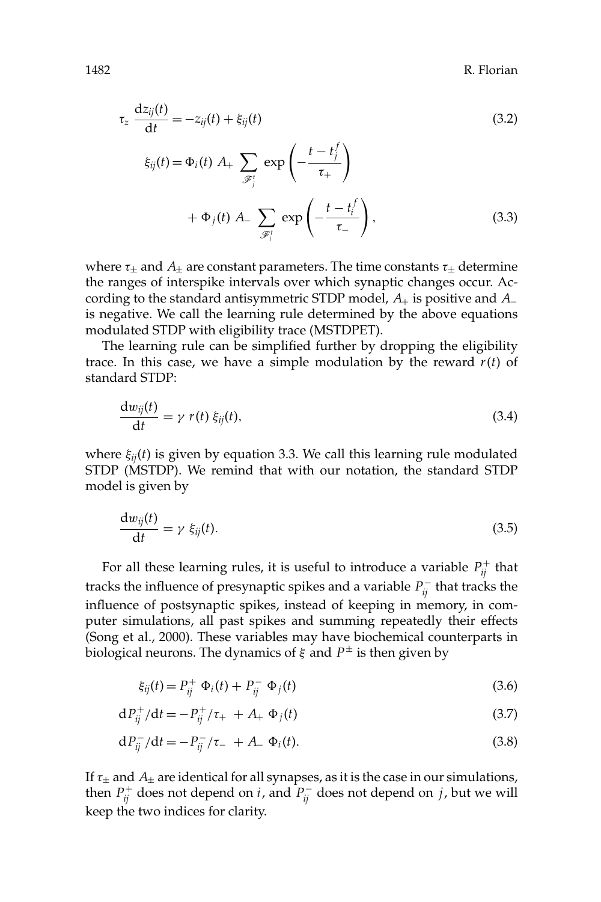$$\tau_z \frac{\mathrm{d}z_{ij}(t)}{\mathrm{d}t} = -z_{ij}(t) + \xi_{ij}(t) \tag{3.2}$$

$$\xi_{ij}(t) = \Phi_i(t)\ A_+ \sum_{\mathcal{F}_j^t} \exp\left(-\frac{t - t_j^f}{\tau_+}\right) + \Phi_j(t)\ A_- \sum_{\mathcal{F}_i^t} \exp\left(-\frac{t - t_i^f}{\tau_-}\right), \tag{3.3}$$

where $\tau_\pm$ and $A_\pm$ are constant parameters. The time constants $\tau_\pm$ determine the ranges of interspike intervals over which synaptic changes occur. According to the standard antisymmetric STDP model, $A_+$ is positive and $A_-$ is negative. We call the learning rule determined by the above equations modulated STDP with eligibility trace (MSTDPET).

The learning rule can be simplified further by dropping the eligibility trace. In this case, we have a simple modulation by the reward $r(t)$ of standard STDP:

$$\frac{\mathrm{d}w_{ij}(t)}{\mathrm{d}t} = \gamma\ r(t)\ \xi_{ij}(t), \tag{3.4}$$

where $\xi_{ij}(t)$ is given by equation 3.3. We call this learning rule modulated STDP (MSTDP). We remind that with our notation, the standard STDP model is given by

$$\frac{\mathrm{d}w_{ij}(t)}{\mathrm{d}t} = \gamma\ \xi_{ij}(t). \tag{3.5}$$

For all these learning rules, it is useful to introduce a variable $P_{ij}^+$ that tracks the influence of presynaptic spikes and a variable $P_{ij}^-$ that tracks the influence of postsynaptic spikes, instead of keeping in memory, in computer simulations, all past spikes and summing repeatedly their effects (Song et al., 2000). These variables may have biochemical counterparts in biological neurons. The dynamics of $\xi$ and $P^\pm$ is then given by

$$\xi_{ij}(t) = P_{ij}^+\ \Phi_i(t) + P_{ij}^-\ \Phi_j(t) \tag{3.6}$$

$$\mathrm{d}P_{ij}^+/\mathrm{d}t = -P_{ij}^+/\tau_+\ + A_+\ \Phi_j(t) \tag{3.7}$$

$$\mathrm{d}P_{ij}^-/\mathrm{d}t = -P_{ij}^-/\tau_-\ + A_-\ \Phi_i(t). \tag{3.8}$$

If $\tau_\pm$ and $A_\pm$ are identical for all synapses, as it is the case in our simulations, then $P_{ij}^+$ does not depend on $i$, and $P_{ij}^-$ does not depend on $j$, but we will keep the two indices for clarity.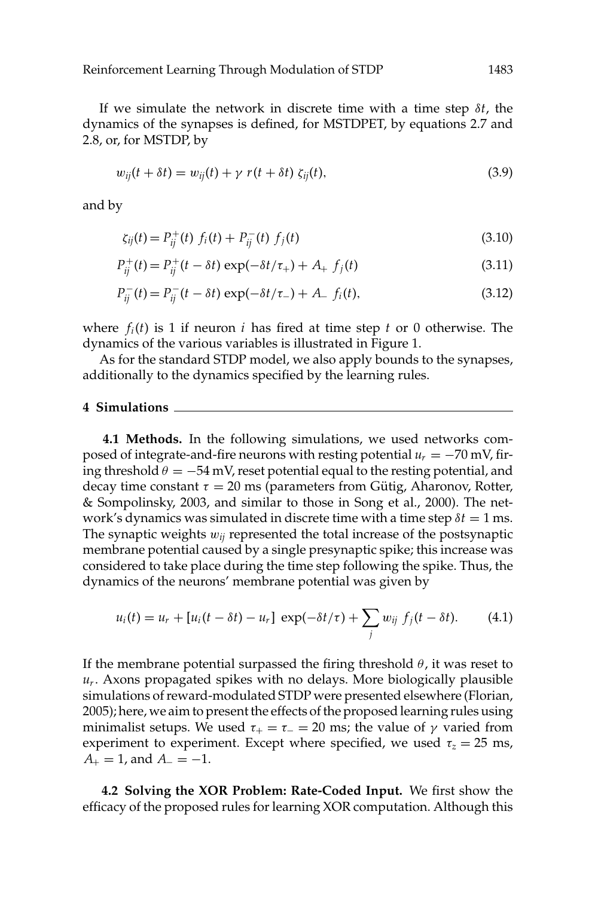If we simulate the network in discrete time with a time step $\delta t$, the dynamics of the synapses is defined, for MSTDPET, by equations 2.7 and 2.8, or, for MSTDP, by

$$w_{ij}(t + \delta t) = w_{ij}(t) + \gamma \; r(t + \delta t) \; \zeta_{ij}(t), \tag{3.9}$$

and by

$$\zeta_{ij}(t) = P_{ij}^{+}(t) \; f_i(t) + P_{ij}^{-}(t) \; f_j(t) \tag{3.10}$$

$$P_{ij}^{+}(t) = P_{ij}^{+}(t - \delta t) \exp(-\delta t/\tau_{+}) + A_{+} \; f_j(t) \tag{3.11}$$

$$P_{ij}^{-}(t) = P_{ij}^{-}(t - \delta t) \exp(-\delta t/\tau_{-}) + A_{-} \; f_i(t), \tag{3.12}$$

where $f_i(t)$ is 1 if neuron $i$ has fired at time step $t$ or 0 otherwise. The dynamics of the various variables is illustrated in Figure 1.

As for the standard STDP model, we also apply bounds to the synapses, additionally to the dynamics specified by the learning rules.

## 4 Simulations

**4.1 Methods.** In the following simulations, we used networks composed of integrate-and-fire neurons with resting potential $u_r = -70$ mV, firing threshold $\theta = -54$ mV, reset potential equal to the resting potential, and decay time constant $\tau = 20$ ms (parameters from Gütig, Aharonov, Rotter, & Sompolinsky, 2003, and similar to those in Song et al., 2000). The network's dynamics was simulated in discrete time with a time step $\delta t = 1$ ms. The synaptic weights $w_{ij}$ represented the total increase of the postsynaptic membrane potential caused by a single presynaptic spike; this increase was considered to take place during the time step following the spike. Thus, the dynamics of the neurons' membrane potential was given by

$$u_i(t) = u_r + [u_i(t - \delta t) - u_r] \; \exp(-\delta t/\tau) + \sum_j w_{ij} \; f_j(t - \delta t). \tag{4.1}$$

If the membrane potential surpassed the firing threshold $\theta$, it was reset to $u_r$. Axons propagated spikes with no delays. More biologically plausible simulations of reward-modulated STDP were presented elsewhere (Florian, 2005); here, we aim to present the effects of the proposed learning rules using minimalist setups. We used $\tau_{+} = \tau_{-} = 20$ ms; the value of $\gamma$ varied from experiment to experiment. Except where specified, we used $\tau_z = 25$ ms, $A_{+} = 1$, and $A_{-} = -1$.

**4.2 Solving the XOR Problem: Rate-Coded Input.** We first show the efficacy of the proposed rules for learning XOR computation. Although this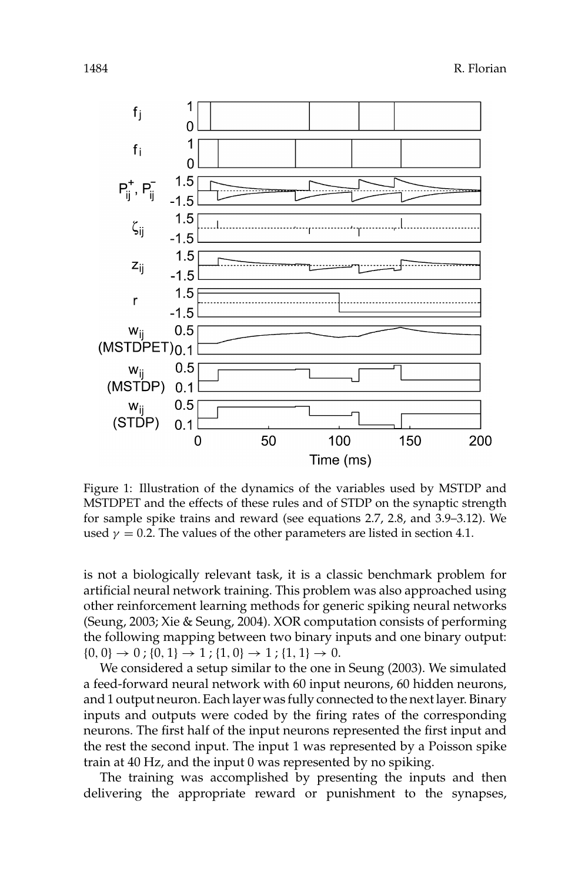Figure 1: Illustration of the dynamics of the variables used by MSTDP and MSTDPET and the effects of these rules and of STDP on the synaptic strength for sample spike trains and reward (see equations 2.7, 2.8, and 3.9–3.12). We used $\gamma = 0.2$. The values of the other parameters are listed in section 4.1.

is not a biologically relevant task, it is a classic benchmark problem for artificial neural network training. This problem was also approached using other reinforcement learning methods for generic spiking neural networks (Seung, 2003; Xie & Seung, 2004). XOR computation consists of performing the following mapping between two binary inputs and one binary output: $\{0, 0\} \rightarrow 0$ ; $\{0, 1\} \rightarrow 1$ ; $\{1, 0\} \rightarrow 1$ ; $\{1, 1\} \rightarrow 0$.

We considered a setup similar to the one in Seung (2003). We simulated a feed-forward neural network with 60 input neurons, 60 hidden neurons, and 1 output neuron. Each layer was fully connected to the next layer. Binary inputs and outputs were coded by the firing rates of the corresponding neurons. The first half of the input neurons represented the first input and the rest the second input. The input 1 was represented by a Poisson spike train at 40 Hz, and the input 0 was represented by no spiking.

The training was accomplished by presenting the inputs and then delivering the appropriate reward or punishment to the synapses,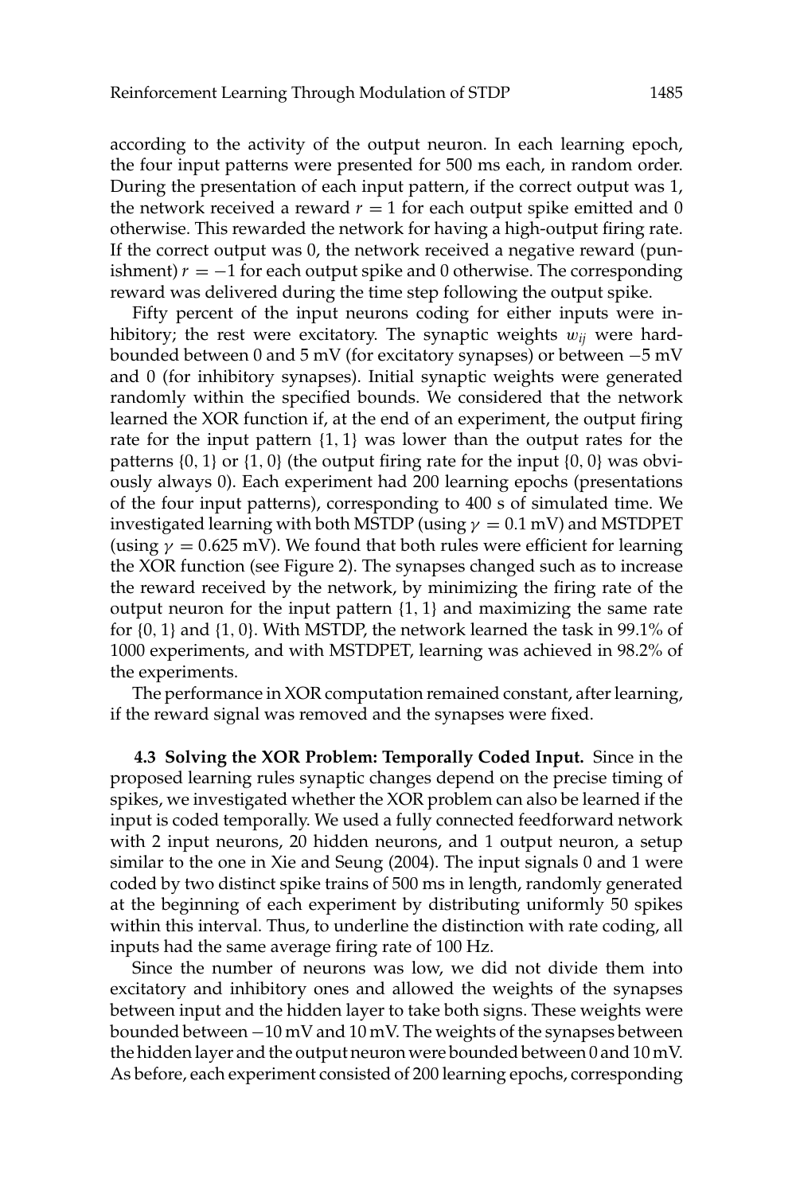according to the activity of the output neuron. In each learning epoch, the four input patterns were presented for 500 ms each, in random order. During the presentation of each input pattern, if the correct output was 1, the network received a reward $r = 1$ for each output spike emitted and 0 otherwise. This rewarded the network for having a high-output firing rate. If the correct output was 0, the network received a negative reward (punishment) $r = -1$ for each output spike and 0 otherwise. The corresponding reward was delivered during the time step following the output spike.

Fifty percent of the input neurons coding for either inputs were inhibitory; the rest were excitatory. The synaptic weights $w_{ij}$ were hard-bounded between 0 and 5 mV (for excitatory synapses) or between −5 mV and 0 (for inhibitory synapses). Initial synaptic weights were generated randomly within the specified bounds. We considered that the network learned the XOR function if, at the end of an experiment, the output firing rate for the input pattern {1, 1} was lower than the output rates for the patterns {0, 1} or {1, 0} (the output firing rate for the input {0, 0} was obviously always 0). Each experiment had 200 learning epochs (presentations of the four input patterns), corresponding to 400 s of simulated time. We investigated learning with both MSTDP (using $\gamma = 0.1$ mV) and MSTDPET (using $\gamma = 0.625$ mV). We found that both rules were efficient for learning the XOR function (see Figure 2). The synapses changed such as to increase the reward received by the network, by minimizing the firing rate of the output neuron for the input pattern {1, 1} and maximizing the same rate for {0, 1} and {1, 0}. With MSTDP, the network learned the task in 99.1% of 1000 experiments, and with MSTDPET, learning was achieved in 98.2% of the experiments.

The performance in XOR computation remained constant, after learning, if the reward signal was removed and the synapses were fixed.

### 4.3 Solving the XOR Problem: Temporally Coded Input.

Since in the proposed learning rules synaptic changes depend on the precise timing of spikes, we investigated whether the XOR problem can also be learned if the input is coded temporally. We used a fully connected feedforward network with 2 input neurons, 20 hidden neurons, and 1 output neuron, a setup similar to the one in Xie and Seung (2004). The input signals 0 and 1 were coded by two distinct spike trains of 500 ms in length, randomly generated at the beginning of each experiment by distributing uniformly 50 spikes within this interval. Thus, to underline the distinction with rate coding, all inputs had the same average firing rate of 100 Hz.

Since the number of neurons was low, we did not divide them into excitatory and inhibitory ones and allowed the weights of the synapses between input and the hidden layer to take both signs. These weights were bounded between −10 mV and 10 mV. The weights of the synapses between the hidden layer and the output neuron were bounded between 0 and 10 mV. As before, each experiment consisted of 200 learning epochs, corresponding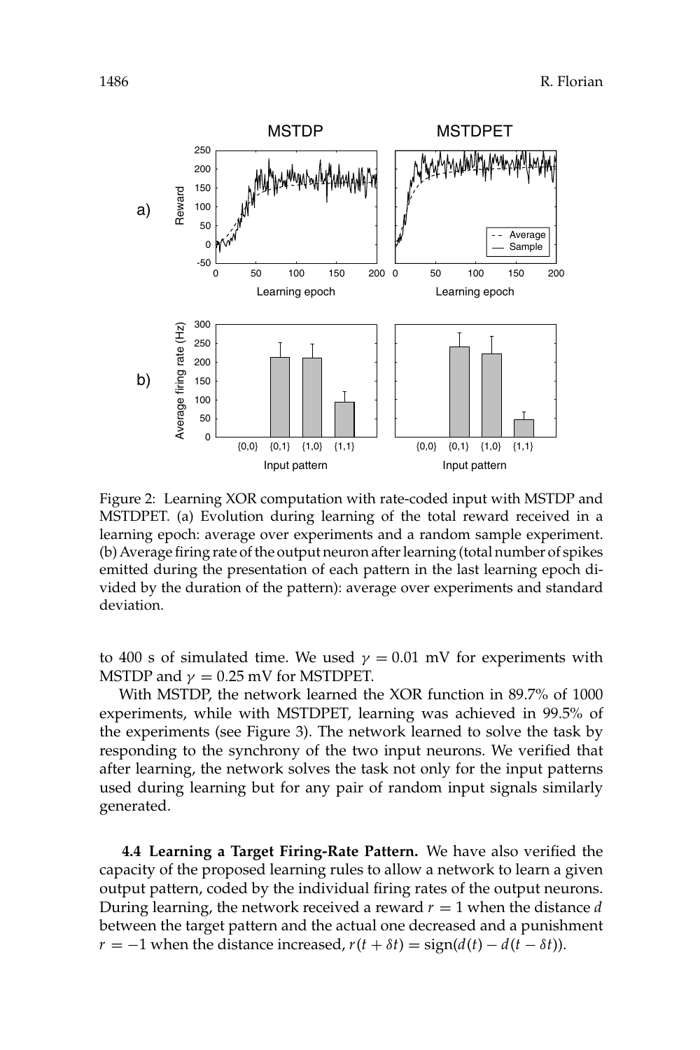Figure 2: Learning XOR computation with rate-coded input with MSTDP and MSTDPET. (a) Evolution during learning of the total reward received in a learning epoch: average over experiments and a random sample experiment. (b) Average firing rate of the output neuron after learning (total number of spikes emitted during the presentation of each pattern in the last learning epoch divided by the duration of the pattern): average over experiments and standard deviation.

to 400 s of simulated time. We used $\gamma = 0.01$ mV for experiments with MSTDP and $\gamma = 0.25$ mV for MSTDPET.

With MSTDP, the network learned the XOR function in 89.7% of 1000 experiments, while with MSTDPET, learning was achieved in 99.5% of the experiments (see Figure 3). The network learned to solve the task by responding to the synchrony of the two input neurons. We verified that after learning, the network solves the task not only for the input patterns used during learning but for any pair of random input signals similarly generated.

**4.4 Learning a Target Firing-Rate Pattern.** We have also verified the capacity of the proposed learning rules to allow a network to learn a given output pattern, coded by the individual firing rates of the output neurons. During learning, the network received a reward $r = 1$ when the distance $d$ between the target pattern and the actual one decreased and a punishment $r = -1$ when the distance increased, $r(t + \delta t) = \text{sign}(d(t) - d(t - \delta t))$.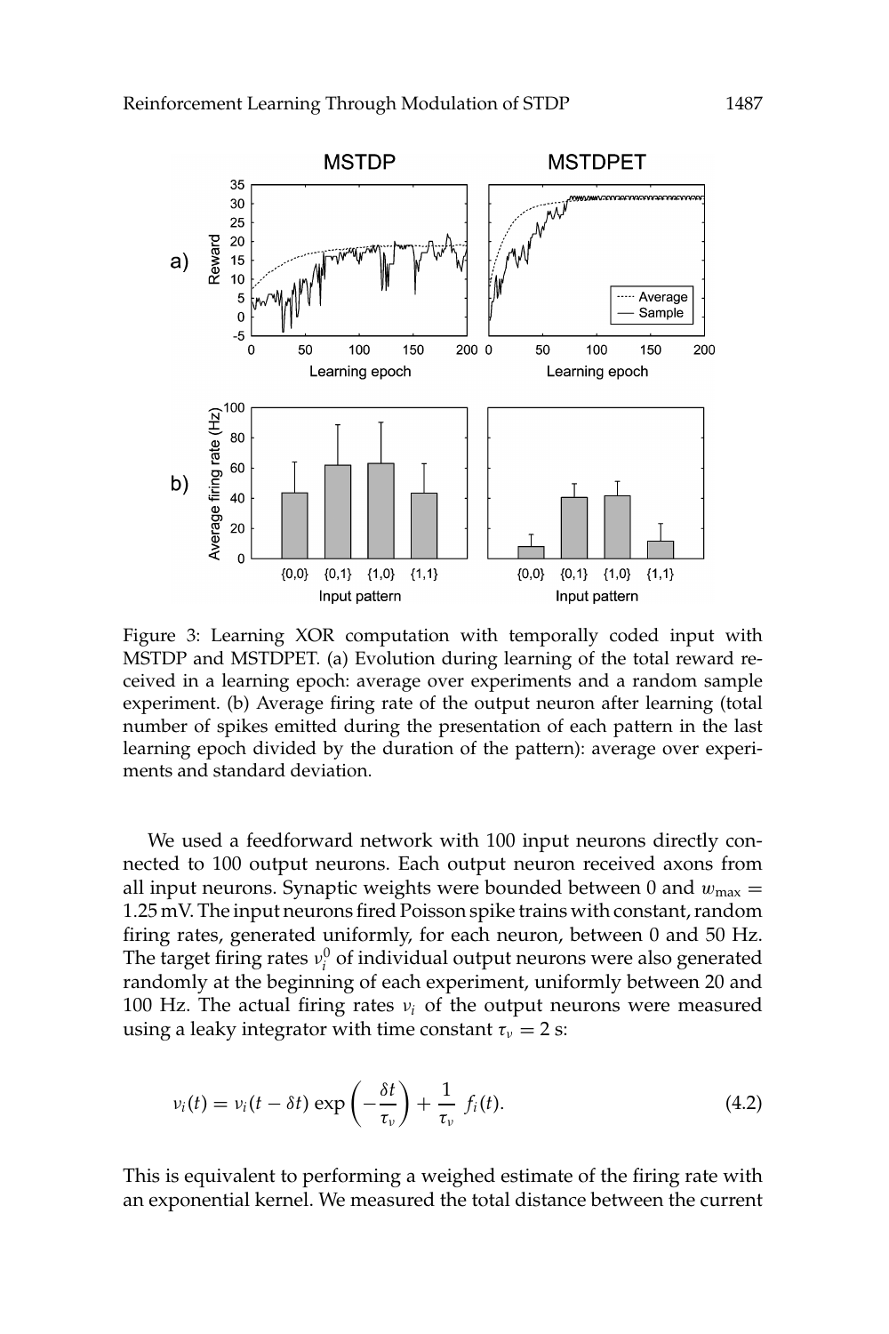Figure 3: Learning XOR computation with temporally coded input with MSTDP and MSTDPET. (a) Evolution during learning of the total reward received in a learning epoch: average over experiments and a random sample experiment. (b) Average firing rate of the output neuron after learning (total number of spikes emitted during the presentation of each pattern in the last learning epoch divided by the duration of the pattern): average over experiments and standard deviation.

We used a feedforward network with 100 input neurons directly connected to 100 output neurons. Each output neuron received axons from all input neurons. Synaptic weights were bounded between 0 and $w_{\max} = 1.25$ mV. The input neurons fired Poisson spike trains with constant, random firing rates, generated uniformly, for each neuron, between 0 and 50 Hz. The target firing rates $\nu_i^0$ of individual output neurons were also generated randomly at the beginning of each experiment, uniformly between 20 and 100 Hz. The actual firing rates $\nu_i$ of the output neurons were measured using a leaky integrator with time constant $\tau_\nu = 2$ s:

$$\nu_i(t) = \nu_i(t - \delta t) \exp\left(-\frac{\delta t}{\tau_\nu}\right) + \frac{1}{\tau_\nu} \; f_i(t). \tag{4.2}$$

This is equivalent to performing a weighed estimate of the firing rate with an exponential kernel. We measured the total distance between the current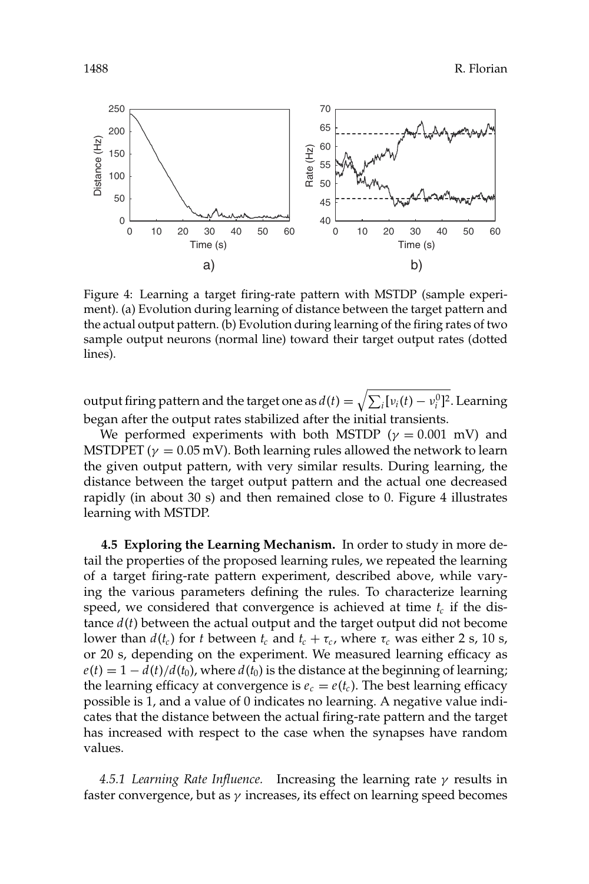Figure 4: Learning a target firing-rate pattern with MSTDP (sample experiment). (a) Evolution during learning of distance between the target pattern and the actual output pattern. (b) Evolution during learning of the firing rates of two sample output neurons (normal line) toward their target output rates (dotted lines).

output firing pattern and the target one as $d(t) = \sqrt{\sum_i [\nu_i(t) - \nu_i^0]^2}$. Learning began after the output rates stabilized after the initial transients.

We performed experiments with both MSTDP ($\gamma = 0.001$ mV) and MSTDPET ($\gamma = 0.05$ mV). Both learning rules allowed the network to learn the given output pattern, with very similar results. During learning, the distance between the target output pattern and the actual one decreased rapidly (in about 30 s) and then remained close to 0. Figure 4 illustrates learning with MSTDP.

**4.5 Exploring the Learning Mechanism.** In order to study in more detail the properties of the proposed learning rules, we repeated the learning of a target firing-rate pattern experiment, described above, while varying the various parameters defining the rules. To characterize learning speed, we considered that convergence is achieved at time $t_c$ if the distance $d(t)$ between the actual output and the target output did not become lower than $d(t_c)$ for $t$ between $t_c$ and $t_c + \tau_c$, where $\tau_c$ was either 2 s, 10 s, or 20 s, depending on the experiment. We measured learning efficacy as $e(t) = 1 - d(t)/d(t_0)$, where $d(t_0)$ is the distance at the beginning of learning; the learning efficacy at convergence is $e_c = e(t_c)$. The best learning efficacy possible is 1, and a value of 0 indicates no learning. A negative value indicates that the distance between the actual firing-rate pattern and the target has increased with respect to the case when the synapses have random values.

*4.5.1 Learning Rate Influence.* Increasing the learning rate $\gamma$ results in faster convergence, but as $\gamma$ increases, its effect on learning speed becomes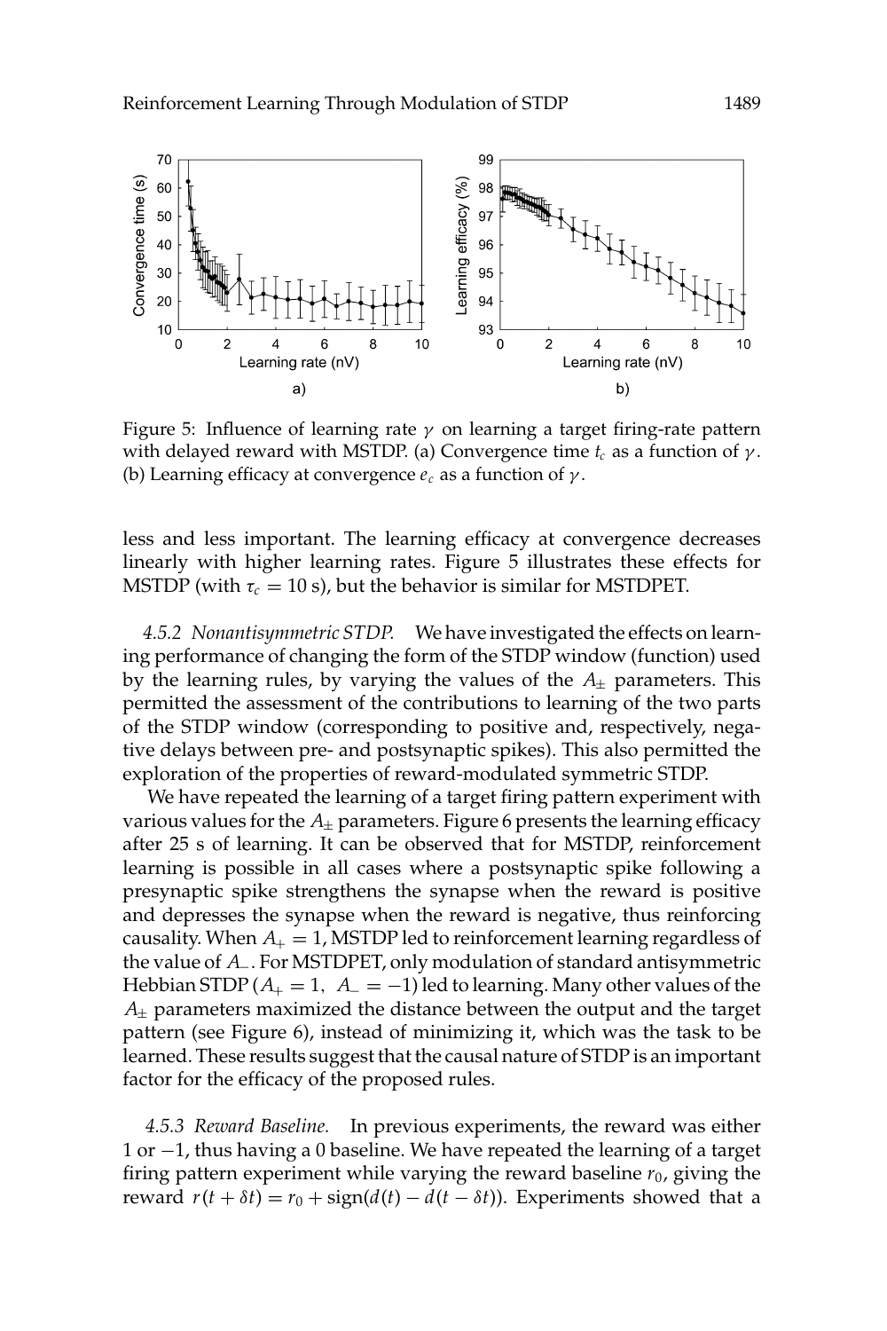Figure 5: Influence of learning rate $\gamma$ on learning a target firing-rate pattern with delayed reward with MSTDP. (a) Convergence time $t_c$ as a function of $\gamma$. (b) Learning efficacy at convergence $e_c$ as a function of $\gamma$.

less and less important. The learning efficacy at convergence decreases linearly with higher learning rates. Figure 5 illustrates these effects for MSTDP (with $\tau_c = 10$ s), but the behavior is similar for MSTDPET.

*4.5.2 Nonantisymmetric STDP.* We have investigated the effects on learning performance of changing the form of the STDP window (function) used by the learning rules, by varying the values of the $A_\pm$ parameters. This permitted the assessment of the contributions to learning of the two parts of the STDP window (corresponding to positive and, respectively, negative delays between pre- and postsynaptic spikes). This also permitted the exploration of the properties of reward-modulated symmetric STDP.

We have repeated the learning of a target firing pattern experiment with various values for the $A_\pm$ parameters. Figure 6 presents the learning efficacy after 25 s of learning. It can be observed that for MSTDP, reinforcement learning is possible in all cases where a postsynaptic spike following a presynaptic spike strengthens the synapse when the reward is positive and depresses the synapse when the reward is negative, thus reinforcing causality. When $A_+ = 1$, MSTDP led to reinforcement learning regardless of the value of $A_-$. For MSTDPET, only modulation of standard antisymmetric Hebbian STDP ($A_+ = 1,\ A_- = -1$) led to learning. Many other values of the $A_\pm$ parameters maximized the distance between the output and the target pattern (see Figure 6), instead of minimizing it, which was the task to be learned. These results suggest that the causal nature of STDP is an important factor for the efficacy of the proposed rules.

*4.5.3 Reward Baseline.* In previous experiments, the reward was either 1 or $-1$, thus having a 0 baseline. We have repeated the learning of a target firing pattern experiment while varying the reward baseline $r_0$, giving the reward $r(t + \delta t) = r_0 + \text{sign}(d(t) - d(t - \delta t))$. Experiments showed that a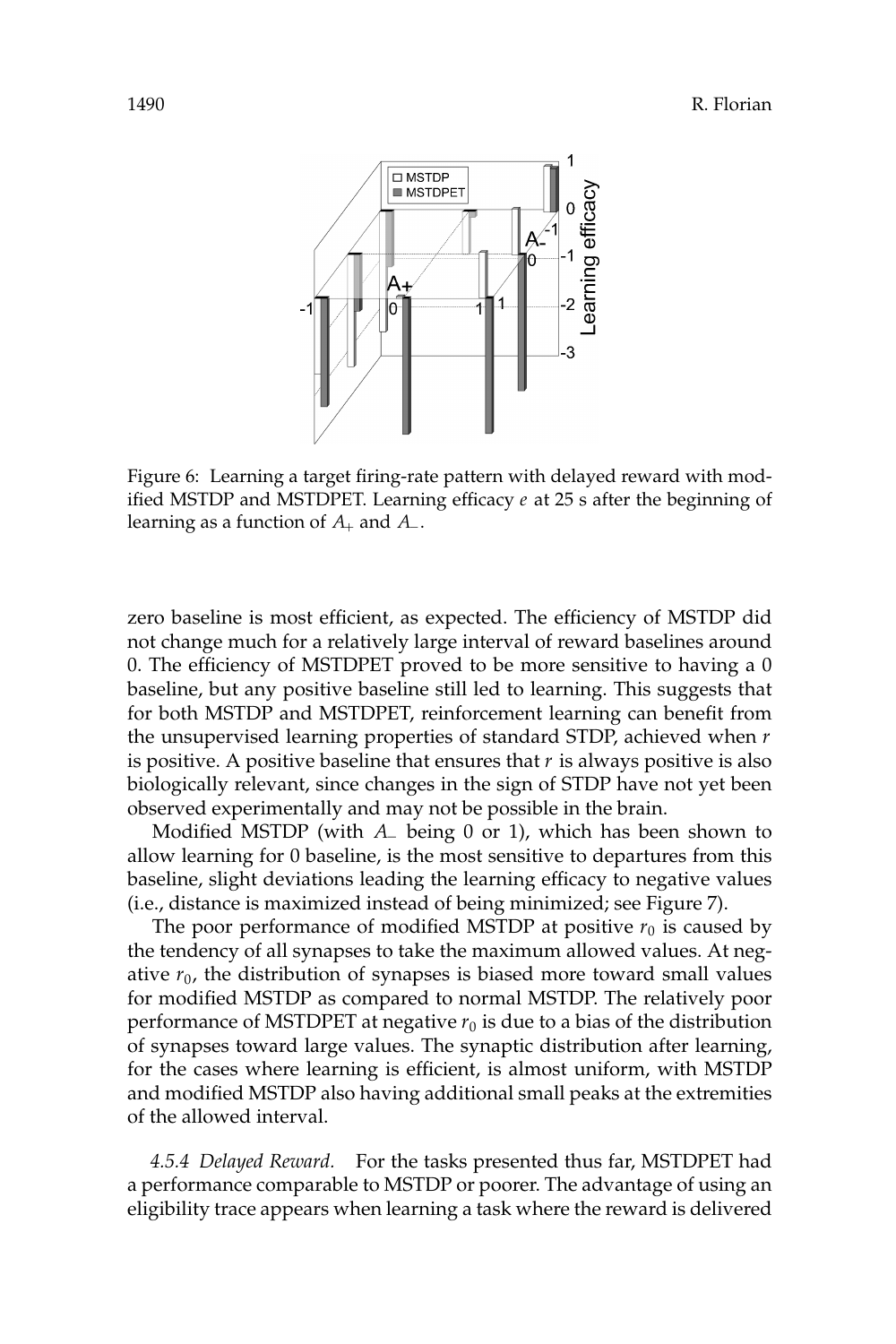Figure 6: Learning a target firing-rate pattern with delayed reward with modified MSTDP and MSTDPET. Learning efficacy $e$ at 25 s after the beginning of learning as a function of $A_+$ and $A_-$.

zero baseline is most efficient, as expected. The efficiency of MSTDP did not change much for a relatively large interval of reward baselines around 0. The efficiency of MSTDPET proved to be more sensitive to having a 0 baseline, but any positive baseline still led to learning. This suggests that for both MSTDP and MSTDPET, reinforcement learning can benefit from the unsupervised learning properties of standard STDP, achieved when $r$ is positive. A positive baseline that ensures that $r$ is always positive is also biologically relevant, since changes in the sign of STDP have not yet been observed experimentally and may not be possible in the brain.

Modified MSTDP (with $A_-$ being 0 or 1), which has been shown to allow learning for 0 baseline, is the most sensitive to departures from this baseline, slight deviations leading the learning efficacy to negative values (i.e., distance is maximized instead of being minimized; see Figure 7).

The poor performance of modified MSTDP at positive $r_0$ is caused by the tendency of all synapses to take the maximum allowed values. At negative $r_0$, the distribution of synapses is biased more toward small values for modified MSTDP as compared to normal MSTDP. The relatively poor performance of MSTDPET at negative $r_0$ is due to a bias of the distribution of synapses toward large values. The synaptic distribution after learning, for the cases where learning is efficient, is almost uniform, with MSTDP and modified MSTDP also having additional small peaks at the extremities of the allowed interval.

*4.5.4 Delayed Reward.* For the tasks presented thus far, MSTDPET had a performance comparable to MSTDP or poorer. The advantage of using an eligibility trace appears when learning a task where the reward is delivered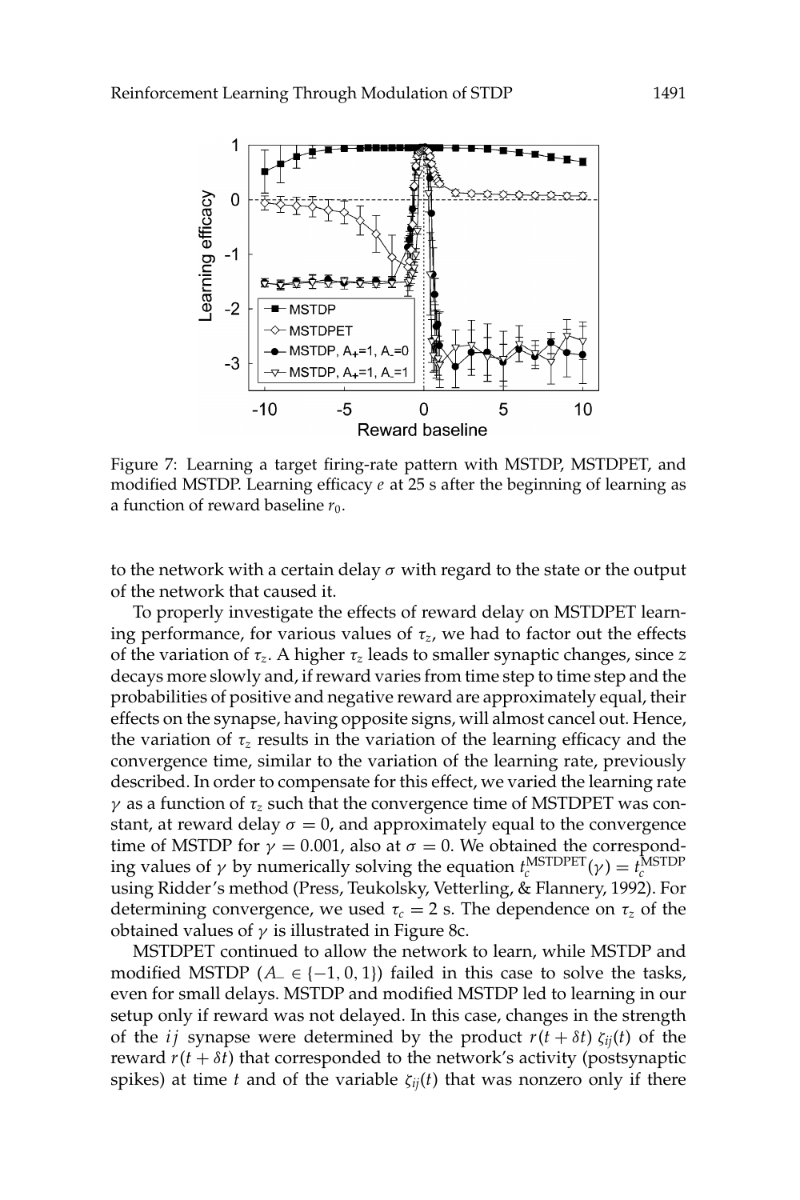Figure 7: Learning a target firing-rate pattern with MSTDP, MSTDPET, and modified MSTDP. Learning efficacy $e$ at 25 s after the beginning of learning as a function of reward baseline $r_0$.

to the network with a certain delay $\sigma$ with regard to the state or the output of the network that caused it.

To properly investigate the effects of reward delay on MSTDPET learning performance, for various values of $\tau_z$, we had to factor out the effects of the variation of $\tau_z$. A higher $\tau_z$ leads to smaller synaptic changes, since $z$ decays more slowly and, if reward varies from time step to time step and the probabilities of positive and negative reward are approximately equal, their effects on the synapse, having opposite signs, will almost cancel out. Hence, the variation of $\tau_z$ results in the variation of the learning efficacy and the convergence time, similar to the variation of the learning rate, previously described. In order to compensate for this effect, we varied the learning rate $\gamma$ as a function of $\tau_z$ such that the convergence time of MSTDPET was constant, at reward delay $\sigma = 0$, and approximately equal to the convergence time of MSTDP for $\gamma = 0.001$, also at $\sigma = 0$. We obtained the corresponding values of $\gamma$ by numerically solving the equation $t_c^{\mathrm{MSTDPET}}(\gamma) = t_c^{\mathrm{MSTDP}}$ using Ridder's method (Press, Teukolsky, Vetterling, & Flannery, 1992). For determining convergence, we used $\tau_c = 2$ s. The dependence on $\tau_z$ of the obtained values of $\gamma$ is illustrated in Figure 8c.

MSTDPET continued to allow the network to learn, while MSTDP and modified MSTDP ($A_- \in \{-1, 0, 1\}$) failed in this case to solve the tasks, even for small delays. MSTDP and modified MSTDP led to learning in our setup only if reward was not delayed. In this case, changes in the strength of the $ij$ synapse were determined by the product $r(t + \delta t)\, \zeta_{ij}(t)$ of the reward $r(t + \delta t)$ that corresponded to the network's activity (postsynaptic spikes) at time $t$ and of the variable $\zeta_{ij}(t)$ that was nonzero only if there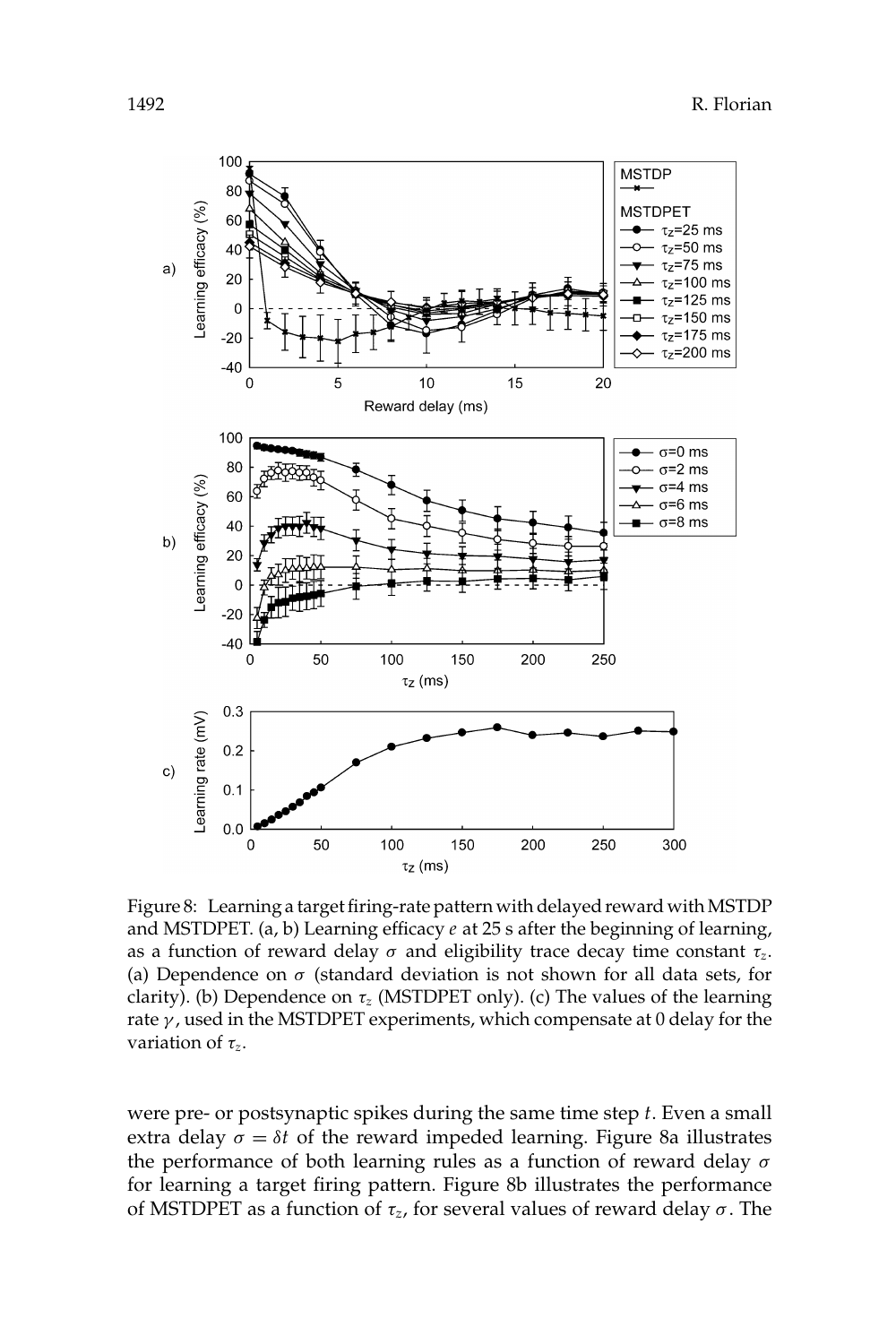Figure 8: Learning a target firing-rate pattern with delayed reward with MSTDP and MSTDPET. (a, b) Learning efficacy $e$ at 25 s after the beginning of learning, as a function of reward delay $\sigma$ and eligibility trace decay time constant $\tau_z$. (a) Dependence on $\sigma$ (standard deviation is not shown for all data sets, for clarity). (b) Dependence on $\tau_z$ (MSTDPET only). (c) The values of the learning rate $\gamma$, used in the MSTDPET experiments, which compensate at 0 delay for the variation of $\tau_z$.

were pre- or postsynaptic spikes during the same time step $t$. Even a small extra delay $\sigma = \delta t$ of the reward impeded learning. Figure 8a illustrates the performance of both learning rules as a function of reward delay $\sigma$ for learning a target firing pattern. Figure 8b illustrates the performance of MSTDPET as a function of $\tau_z$, for several values of reward delay $\sigma$. The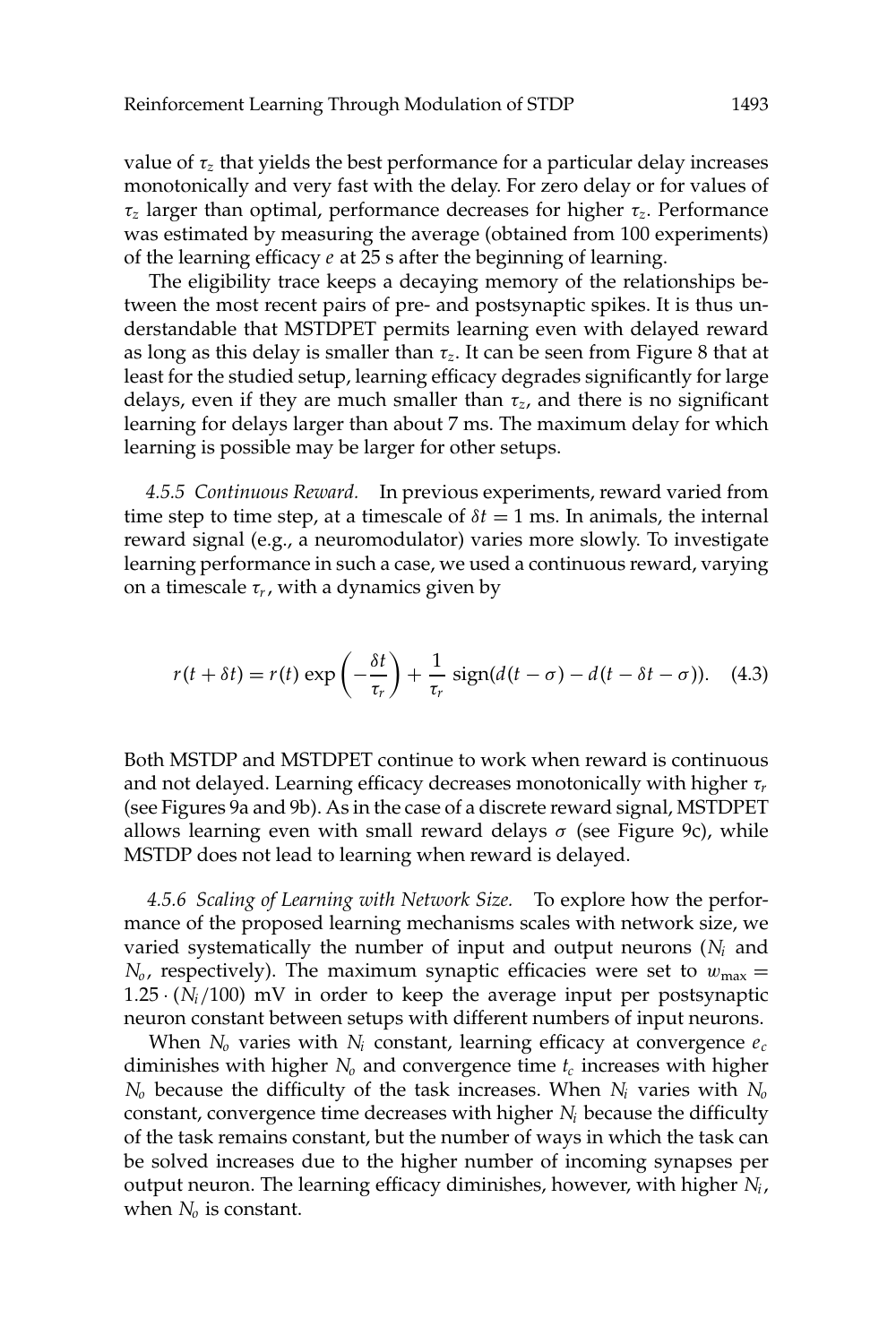value of $\tau_z$ that yields the best performance for a particular delay increases monotonically and very fast with the delay. For zero delay or for values of $\tau_z$ larger than optimal, performance decreases for higher $\tau_z$. Performance was estimated by measuring the average (obtained from 100 experiments) of the learning efficacy $e$ at 25 s after the beginning of learning.

The eligibility trace keeps a decaying memory of the relationships between the most recent pairs of pre- and postsynaptic spikes. It is thus understandable that MSTDPET permits learning even with delayed reward as long as this delay is smaller than $\tau_z$. It can be seen from Figure 8 that at least for the studied setup, learning efficacy degrades significantly for large delays, even if they are much smaller than $\tau_z$, and there is no significant learning for delays larger than about 7 ms. The maximum delay for which learning is possible may be larger for other setups.

*4.5.5 Continuous Reward.* In previous experiments, reward varied from time step to time step, at a timescale of $\delta t = 1$ ms. In animals, the internal reward signal (e.g., a neuromodulator) varies more slowly. To investigate learning performance in such a case, we used a continuous reward, varying on a timescale $\tau_r$, with a dynamics given by

$$r(t + \delta t) = r(t) \exp\left(-\frac{\delta t}{\tau_r}\right) + \frac{1}{\tau_r} \operatorname{sign}(d(t - \sigma) - d(t - \delta t - \sigma)). \quad (4.3)$$

Both MSTDP and MSTDPET continue to work when reward is continuous and not delayed. Learning efficacy decreases monotonically with higher $\tau_r$ (see Figures 9a and 9b). As in the case of a discrete reward signal, MSTDPET allows learning even with small reward delays $\sigma$ (see Figure 9c), while MSTDP does not lead to learning when reward is delayed.

*4.5.6 Scaling of Learning with Network Size.* To explore how the performance of the proposed learning mechanisms scales with network size, we varied systematically the number of input and output neurons ($N_i$ and $N_o$, respectively). The maximum synaptic efficacies were set to $w_{\max} = 1.25 \cdot (N_i/100)$ mV in order to keep the average input per postsynaptic neuron constant between setups with different numbers of input neurons.

When $N_o$ varies with $N_i$ constant, learning efficacy at convergence $e_c$ diminishes with higher $N_o$ and convergence time $t_c$ increases with higher $N_o$ because the difficulty of the task increases. When $N_i$ varies with $N_o$ constant, convergence time decreases with higher $N_i$ because the difficulty of the task remains constant, but the number of ways in which the task can be solved increases due to the higher number of incoming synapses per output neuron. The learning efficacy diminishes, however, with higher $N_i$, when $N_o$ is constant.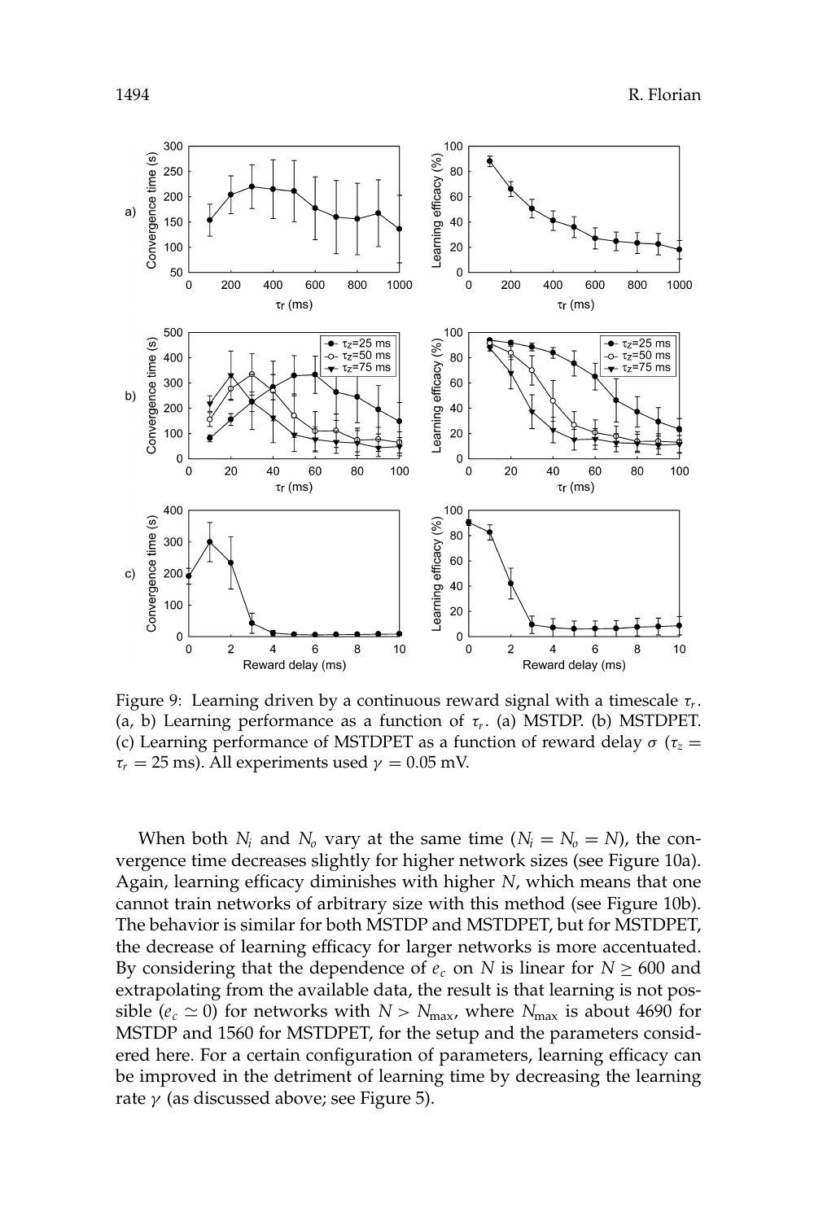Figure 9: Learning driven by a continuous reward signal with a timescale $\tau_r$. (a, b) Learning performance as a function of $\tau_r$. (a) MSTDP. (b) MSTDPET. (c) Learning performance of MSTDPET as a function of reward delay $\sigma$ ($\tau_z = \tau_r = 25$ ms). All experiments used $\gamma = 0.05$ mV.

When both $N_i$ and $N_o$ vary at the same time ($N_i = N_o = N$), the convergence time decreases slightly for higher network sizes (see Figure 10a). Again, learning efficacy diminishes with higher $N$, which means that one cannot train networks of arbitrary size with this method (see Figure 10b). The behavior is similar for both MSTDP and MSTDPET, but for MSTDPET, the decrease of learning efficacy for larger networks is more accentuated. By considering that the dependence of $e_c$ on $N$ is linear for $N \geq 600$ and extrapolating from the available data, the result is that learning is not possible ($e_c \simeq 0$) for networks with $N > N_{\max}$, where $N_{\max}$ is about 4690 for MSTDP and 1560 for MSTDPET, for the setup and the parameters considered here. For a certain configuration of parameters, learning efficacy can be improved in the detriment of learning time by decreasing the learning rate $\gamma$ (as discussed above; see Figure 5).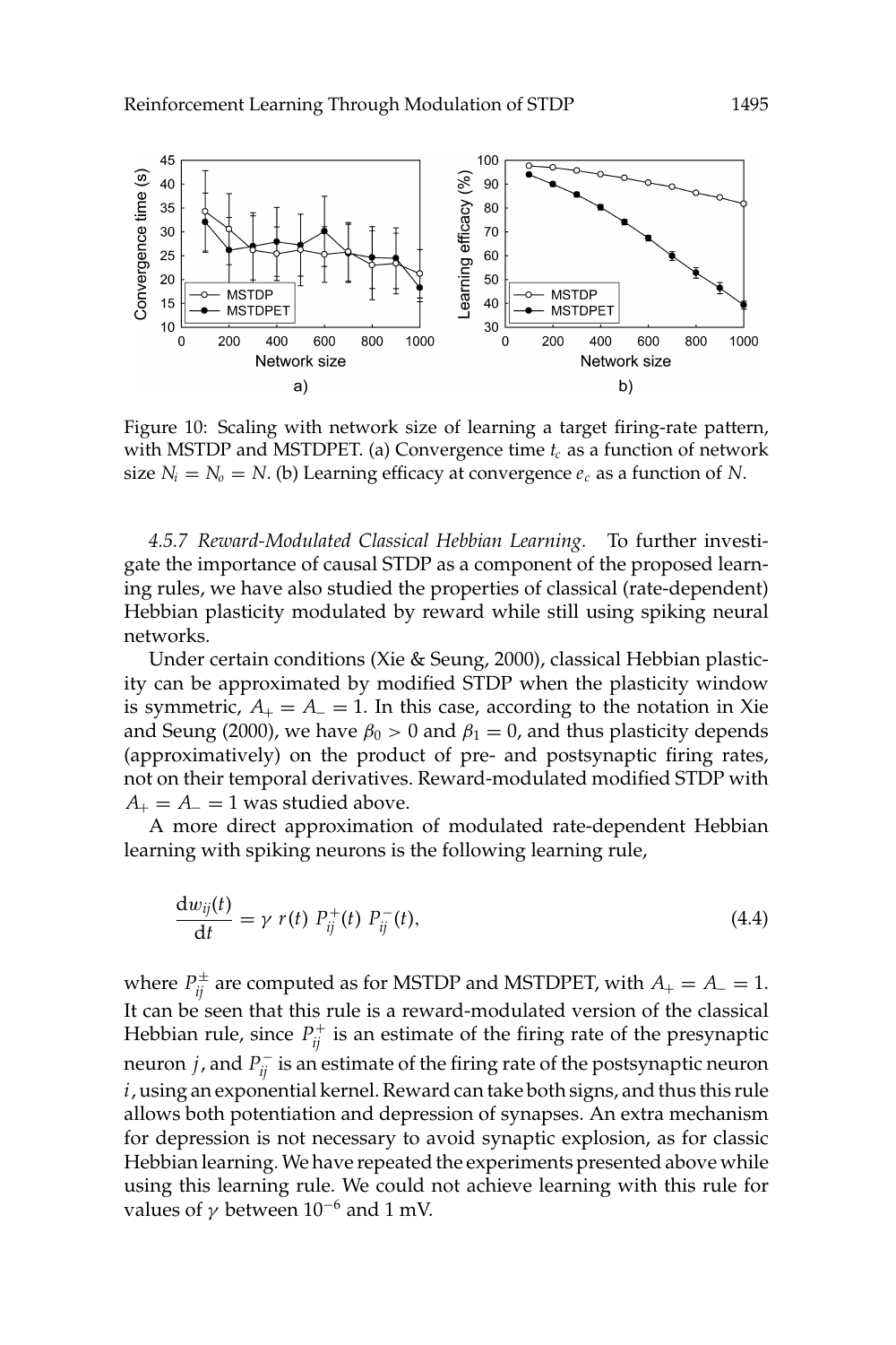Figure 10: Scaling with network size of learning a target firing-rate pattern, with MSTDP and MSTDPET. (a) Convergence time $t_c$ as a function of network size $N_i = N_o = N$. (b) Learning efficacy at convergence $e_c$ as a function of $N$.

*4.5.7 Reward-Modulated Classical Hebbian Learning.* To further investigate the importance of causal STDP as a component of the proposed learning rules, we have also studied the properties of classical (rate-dependent) Hebbian plasticity modulated by reward while still using spiking neural networks.

Under certain conditions (Xie & Seung, 2000), classical Hebbian plasticity can be approximated by modified STDP when the plasticity window is symmetric, $A_+ = A_- = 1$. In this case, according to the notation in Xie and Seung (2000), we have $\beta_0 > 0$ and $\beta_1 = 0$, and thus plasticity depends (approximatively) on the product of pre- and postsynaptic firing rates, not on their temporal derivatives. Reward-modulated modified STDP with $A_+ = A_- = 1$ was studied above.

A more direct approximation of modulated rate-dependent Hebbian learning with spiking neurons is the following learning rule,

$$\frac{\mathrm{d}w_{ij}(t)}{\mathrm{d}t} = \gamma \; r(t) \; P_{ij}^{+}(t) \; P_{ij}^{-}(t), \tag{4.4}$$

where $P_{ij}^{\pm}$ are computed as for MSTDP and MSTDPET, with $A_+ = A_- = 1$. It can be seen that this rule is a reward-modulated version of the classical Hebbian rule, since $P_{ij}^{+}$ is an estimate of the firing rate of the presynaptic neuron $j$, and $P_{ij}^{-}$ is an estimate of the firing rate of the postsynaptic neuron $i$, using an exponential kernel. Reward can take both signs, and thus this rule allows both potentiation and depression of synapses. An extra mechanism for depression is not necessary to avoid synaptic explosion, as for classic Hebbian learning. We have repeated the experiments presented above while using this learning rule. We could not achieve learning with this rule for values of $\gamma$ between $10^{-6}$ and 1 mV.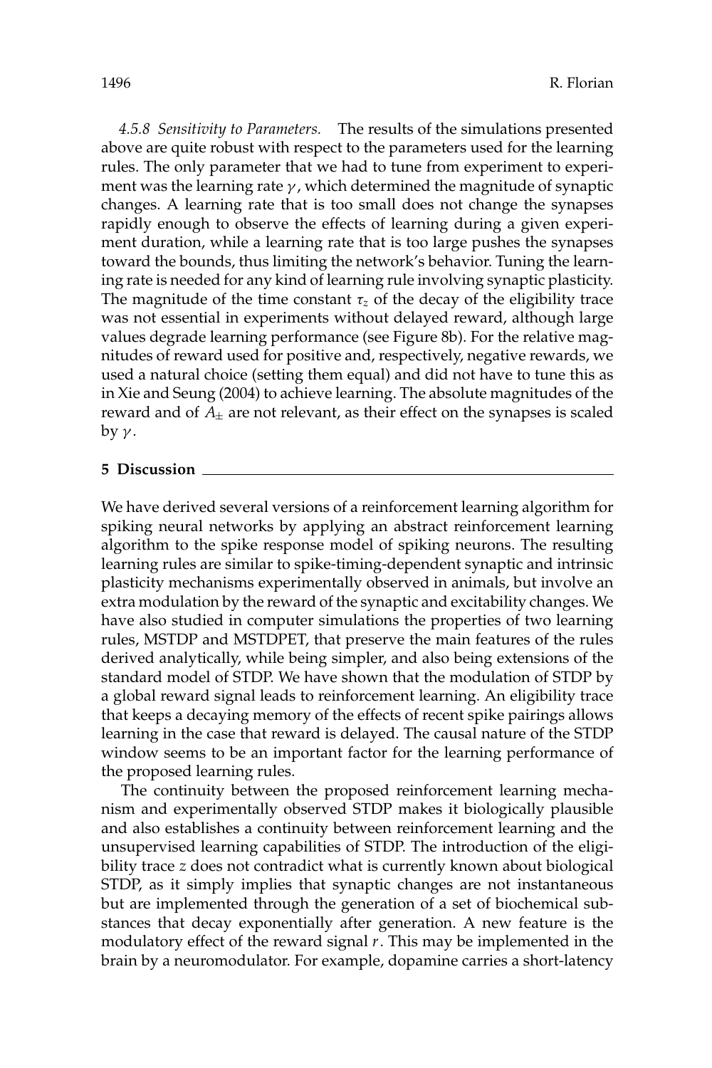*4.5.8 Sensitivity to Parameters.* The results of the simulations presented above are quite robust with respect to the parameters used for the learning rules. The only parameter that we had to tune from experiment to experiment was the learning rate $\gamma$, which determined the magnitude of synaptic changes. A learning rate that is too small does not change the synapses rapidly enough to observe the effects of learning during a given experiment duration, while a learning rate that is too large pushes the synapses toward the bounds, thus limiting the network's behavior. Tuning the learning rate is needed for any kind of learning rule involving synaptic plasticity. The magnitude of the time constant $\tau_z$ of the decay of the eligibility trace was not essential in experiments without delayed reward, although large values degrade learning performance (see Figure 8b). For the relative magnitudes of reward used for positive and, respectively, negative rewards, we used a natural choice (setting them equal) and did not have to tune this as in Xie and Seung (2004) to achieve learning. The absolute magnitudes of the reward and of $A_{\pm}$ are not relevant, as their effect on the synapses is scaled by $\gamma$.

## 5 Discussion

We have derived several versions of a reinforcement learning algorithm for spiking neural networks by applying an abstract reinforcement learning algorithm to the spike response model of spiking neurons. The resulting learning rules are similar to spike-timing-dependent synaptic and intrinsic plasticity mechanisms experimentally observed in animals, but involve an extra modulation by the reward of the synaptic and excitability changes. We have also studied in computer simulations the properties of two learning rules, MSTDP and MSTDPET, that preserve the main features of the rules derived analytically, while being simpler, and also being extensions of the standard model of STDP. We have shown that the modulation of STDP by a global reward signal leads to reinforcement learning. An eligibility trace that keeps a decaying memory of the effects of recent spike pairings allows learning in the case that reward is delayed. The causal nature of the STDP window seems to be an important factor for the learning performance of the proposed learning rules.

The continuity between the proposed reinforcement learning mechanism and experimentally observed STDP makes it biologically plausible and also establishes a continuity between reinforcement learning and the unsupervised learning capabilities of STDP. The introduction of the eligibility trace $z$ does not contradict what is currently known about biological STDP, as it simply implies that synaptic changes are not instantaneous but are implemented through the generation of a set of biochemical substances that decay exponentially after generation. A new feature is the modulatory effect of the reward signal $r$. This may be implemented in the brain by a neuromodulator. For example, dopamine carries a short-latency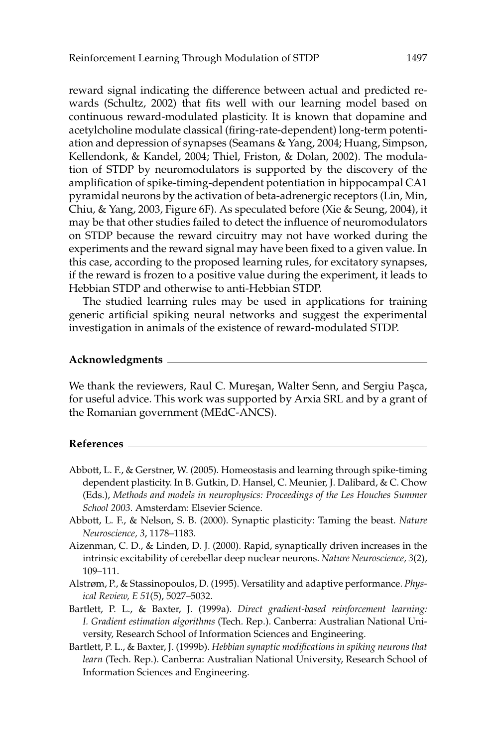reward signal indicating the difference between actual and predicted rewards (Schultz, 2002) that fits well with our learning model based on continuous reward-modulated plasticity. It is known that dopamine and acetylcholine modulate classical (firing-rate-dependent) long-term potentiation and depression of synapses (Seamans & Yang, 2004; Huang, Simpson, Kellendonk, & Kandel, 2004; Thiel, Friston, & Dolan, 2002). The modulation of STDP by neuromodulators is supported by the discovery of the amplification of spike-timing-dependent potentiation in hippocampal CA1 pyramidal neurons by the activation of beta-adrenergic receptors (Lin, Min, Chiu, & Yang, 2003, Figure 6F). As speculated before (Xie & Seung, 2004), it may be that other studies failed to detect the influence of neuromodulators on STDP because the reward circuitry may not have worked during the experiments and the reward signal may have been fixed to a given value. In this case, according to the proposed learning rules, for excitatory synapses, if the reward is frozen to a positive value during the experiment, it leads to Hebbian STDP and otherwise to anti-Hebbian STDP.

The studied learning rules may be used in applications for training generic artificial spiking neural networks and suggest the experimental investigation in animals of the existence of reward-modulated STDP.

## Acknowledgments

We thank the reviewers, Raul C. Mureşan, Walter Senn, and Sergiu Paşca, for useful advice. This work was supported by Arxia SRL and by a grant of the Romanian government (MEdC-ANCS).

## References

Abbott, L. F., & Gerstner, W. (2005). Homeostasis and learning through spike-timing dependent plasticity. In B. Gutkin, D. Hansel, C. Meunier, J. Dalibard, & C. Chow (Eds.), *Methods and models in neurophysics: Proceedings of the Les Houches Summer School 2003*. Amsterdam: Elsevier Science.

Abbott, L. F., & Nelson, S. B. (2000). Synaptic plasticity: Taming the beast. *Nature Neuroscience, 3*, 1178–1183.

Aizenman, C. D., & Linden, D. J. (2000). Rapid, synaptically driven increases in the intrinsic excitability of cerebellar deep nuclear neurons. *Nature Neuroscience, 3*(2), 109–111.

Alstrøm, P., & Stassinopoulos, D. (1995). Versatility and adaptive performance. *Physical Review, E 51*(5), 5027–5032.

Bartlett, P. L., & Baxter, J. (1999a). *Direct gradient-based reinforcement learning: I. Gradient estimation algorithms* (Tech. Rep.). Canberra: Australian National University, Research School of Information Sciences and Engineering.

Bartlett, P. L., & Baxter, J. (1999b). *Hebbian synaptic modifications in spiking neurons that learn* (Tech. Rep.). Canberra: Australian National University, Research School of Information Sciences and Engineering.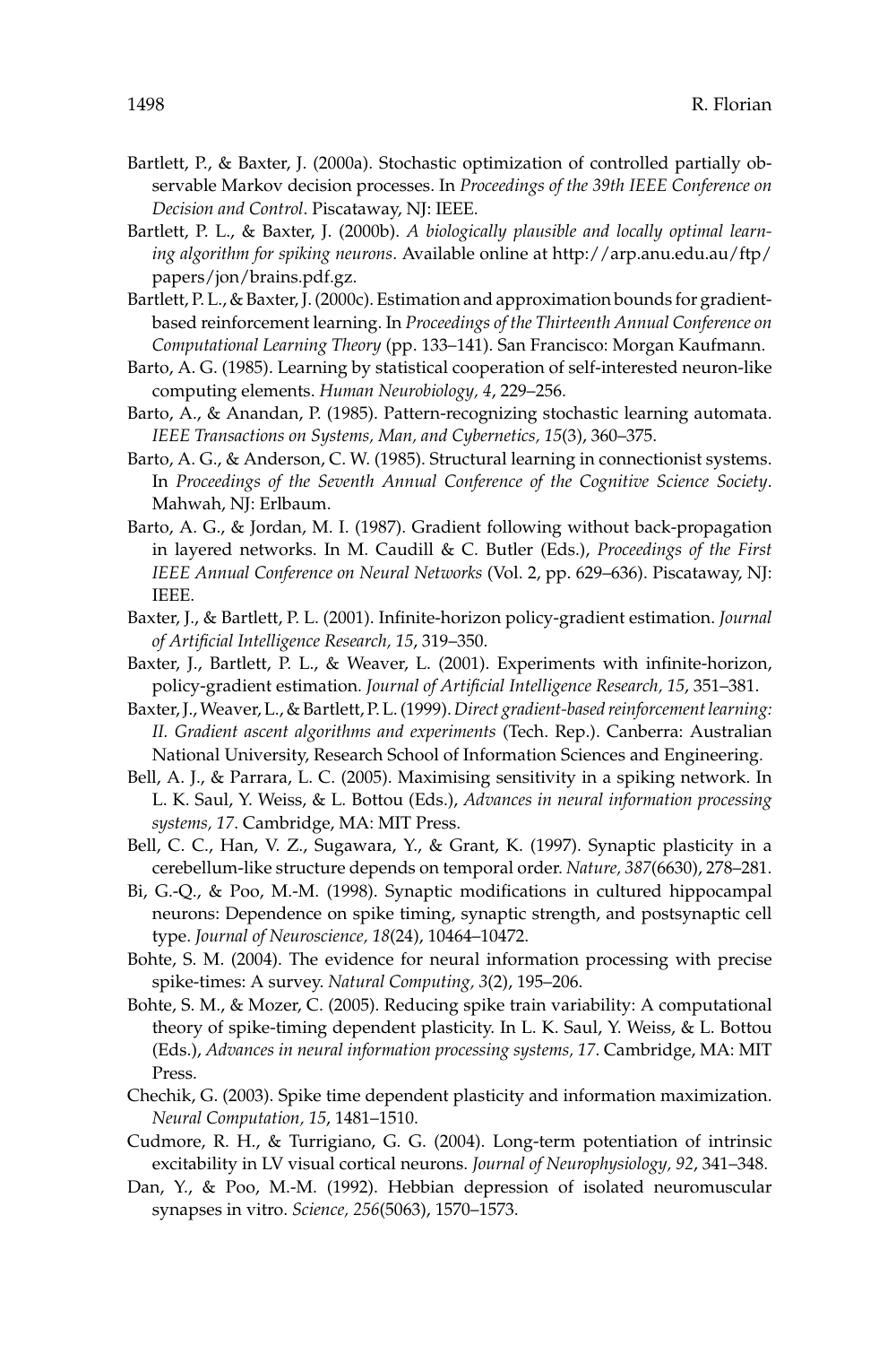Bartlett, P., & Baxter, J. (2000a). Stochastic optimization of controlled partially observable Markov decision processes. In *Proceedings of the 39th IEEE Conference on Decision and Control*. Piscataway, NJ: IEEE.

Bartlett, P. L., & Baxter, J. (2000b). *A biologically plausible and locally optimal learning algorithm for spiking neurons*. Available online at http://arp.anu.edu.au/ftp/papers/jon/brains.pdf.gz.

Bartlett, P. L., & Baxter, J. (2000c). Estimation and approximation bounds for gradient-based reinforcement learning. In *Proceedings of the Thirteenth Annual Conference on Computational Learning Theory* (pp. 133–141). San Francisco: Morgan Kaufmann.

Barto, A. G. (1985). Learning by statistical cooperation of self-interested neuron-like computing elements. *Human Neurobiology, 4*, 229–256.

Barto, A., & Anandan, P. (1985). Pattern-recognizing stochastic learning automata. *IEEE Transactions on Systems, Man, and Cybernetics, 15*(3), 360–375.

Barto, A. G., & Anderson, C. W. (1985). Structural learning in connectionist systems. In *Proceedings of the Seventh Annual Conference of the Cognitive Science Society*. Mahwah, NJ: Erlbaum.

Barto, A. G., & Jordan, M. I. (1987). Gradient following without back-propagation in layered networks. In M. Caudill & C. Butler (Eds.), *Proceedings of the First IEEE Annual Conference on Neural Networks* (Vol. 2, pp. 629–636). Piscataway, NJ: IEEE.

Baxter, J., & Bartlett, P. L. (2001). Infinite-horizon policy-gradient estimation. *Journal of Artificial Intelligence Research, 15*, 319–350.

Baxter, J., Bartlett, P. L., & Weaver, L. (2001). Experiments with infinite-horizon, policy-gradient estimation. *Journal of Artificial Intelligence Research, 15*, 351–381.

Baxter, J., Weaver, L., & Bartlett, P. L. (1999). *Direct gradient-based reinforcement learning: II. Gradient ascent algorithms and experiments* (Tech. Rep.). Canberra: Australian National University, Research School of Information Sciences and Engineering.

Bell, A. J., & Parrara, L. C. (2005). Maximising sensitivity in a spiking network. In L. K. Saul, Y. Weiss, & L. Bottou (Eds.), *Advances in neural information processing systems, 17*. Cambridge, MA: MIT Press.

Bell, C. C., Han, V. Z., Sugawara, Y., & Grant, K. (1997). Synaptic plasticity in a cerebellum-like structure depends on temporal order. *Nature, 387*(6630), 278–281.

Bi, G.-Q., & Poo, M.-M. (1998). Synaptic modifications in cultured hippocampal neurons: Dependence on spike timing, synaptic strength, and postsynaptic cell type. *Journal of Neuroscience, 18*(24), 10464–10472.

Bohte, S. M. (2004). The evidence for neural information processing with precise spike-times: A survey. *Natural Computing, 3*(2), 195–206.

Bohte, S. M., & Mozer, C. (2005). Reducing spike train variability: A computational theory of spike-timing dependent plasticity. In L. K. Saul, Y. Weiss, & L. Bottou (Eds.), *Advances in neural information processing systems, 17*. Cambridge, MA: MIT Press.

Chechik, G. (2003). Spike time dependent plasticity and information maximization. *Neural Computation, 15*, 1481–1510.

Cudmore, R. H., & Turrigiano, G. G. (2004). Long-term potentiation of intrinsic excitability in LV visual cortical neurons. *Journal of Neurophysiology, 92*, 341–348.

Dan, Y., & Poo, M.-M. (1992). Hebbian depression of isolated neuromuscular synapses in vitro. *Science, 256*(5063), 1570–1573.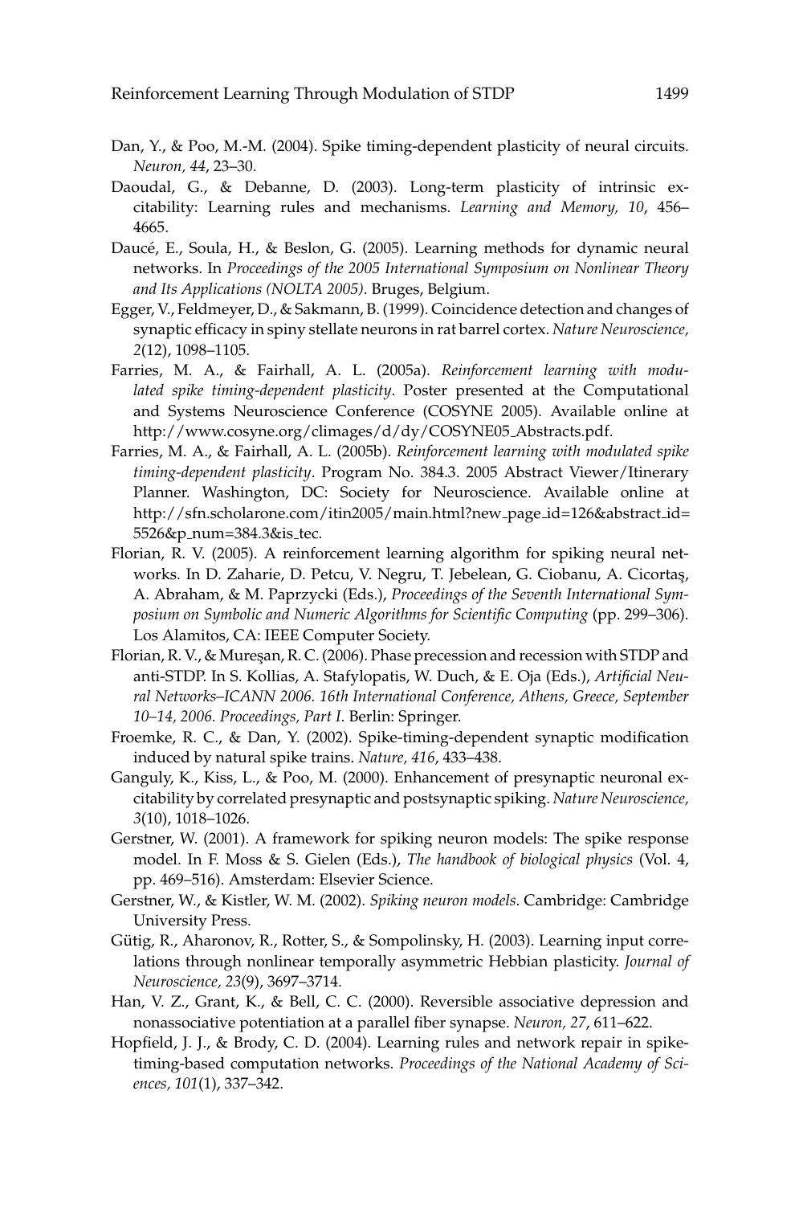Dan, Y., & Poo, M.-M. (2004). Spike timing-dependent plasticity of neural circuits. *Neuron, 44*, 23–30.

Daoudal, G., & Debanne, D. (2003). Long-term plasticity of intrinsic excitability: Learning rules and mechanisms. *Learning and Memory, 10*, 456–4665.

Daucé, E., Soula, H., & Beslon, G. (2005). Learning methods for dynamic neural networks. In *Proceedings of the 2005 International Symposium on Nonlinear Theory and Its Applications (NOLTA 2005)*. Bruges, Belgium.

Egger, V., Feldmeyer, D., & Sakmann, B. (1999). Coincidence detection and changes of synaptic efficacy in spiny stellate neurons in rat barrel cortex. *Nature Neuroscience, 2*(12), 1098–1105.

Farries, M. A., & Fairhall, A. L. (2005a). *Reinforcement learning with modulated spike timing-dependent plasticity*. Poster presented at the Computational and Systems Neuroscience Conference (COSYNE 2005). Available online at http://www.cosyne.org/climages/d/dy/COSYNE05_Abstracts.pdf.

Farries, M. A., & Fairhall, A. L. (2005b). *Reinforcement learning with modulated spike timing-dependent plasticity*. Program No. 384.3. 2005 Abstract Viewer/Itinerary Planner. Washington, DC: Society for Neuroscience. Available online at http://sfn.scholarone.com/itin2005/main.html?new_page_id=126&abstract_id=5526&p_num=384.3&is_tec.

Florian, R. V. (2005). A reinforcement learning algorithm for spiking neural networks. In D. Zaharie, D. Petcu, V. Negru, T. Jebelean, G. Ciobanu, A. Cicortaş, A. Abraham, & M. Paprzycki (Eds.), *Proceedings of the Seventh International Symposium on Symbolic and Numeric Algorithms for Scientific Computing* (pp. 299–306). Los Alamitos, CA: IEEE Computer Society.

Florian, R. V., & Mureşan, R. C. (2006). Phase precession and recession with STDP and anti-STDP. In S. Kollias, A. Stafylopatis, W. Duch, & E. Oja (Eds.), *Artificial Neural Networks–ICANN 2006. 16th International Conference, Athens, Greece, September 10–14, 2006. Proceedings, Part I*. Berlin: Springer.

Froemke, R. C., & Dan, Y. (2002). Spike-timing-dependent synaptic modification induced by natural spike trains. *Nature, 416*, 433–438.

Ganguly, K., Kiss, L., & Poo, M. (2000). Enhancement of presynaptic neuronal excitability by correlated presynaptic and postsynaptic spiking. *Nature Neuroscience, 3*(10), 1018–1026.

Gerstner, W. (2001). A framework for spiking neuron models: The spike response model. In F. Moss & S. Gielen (Eds.), *The handbook of biological physics* (Vol. 4, pp. 469–516). Amsterdam: Elsevier Science.

Gerstner, W., & Kistler, W. M. (2002). *Spiking neuron models*. Cambridge: Cambridge University Press.

Gütig, R., Aharonov, R., Rotter, S., & Sompolinsky, H. (2003). Learning input correlations through nonlinear temporally asymmetric Hebbian plasticity. *Journal of Neuroscience, 23*(9), 3697–3714.

Han, V. Z., Grant, K., & Bell, C. C. (2000). Reversible associative depression and nonassociative potentiation at a parallel fiber synapse. *Neuron, 27*, 611–622.

Hopfield, J. J., & Brody, C. D. (2004). Learning rules and network repair in spike-timing-based computation networks. *Proceedings of the National Academy of Sciences, 101*(1), 337–342.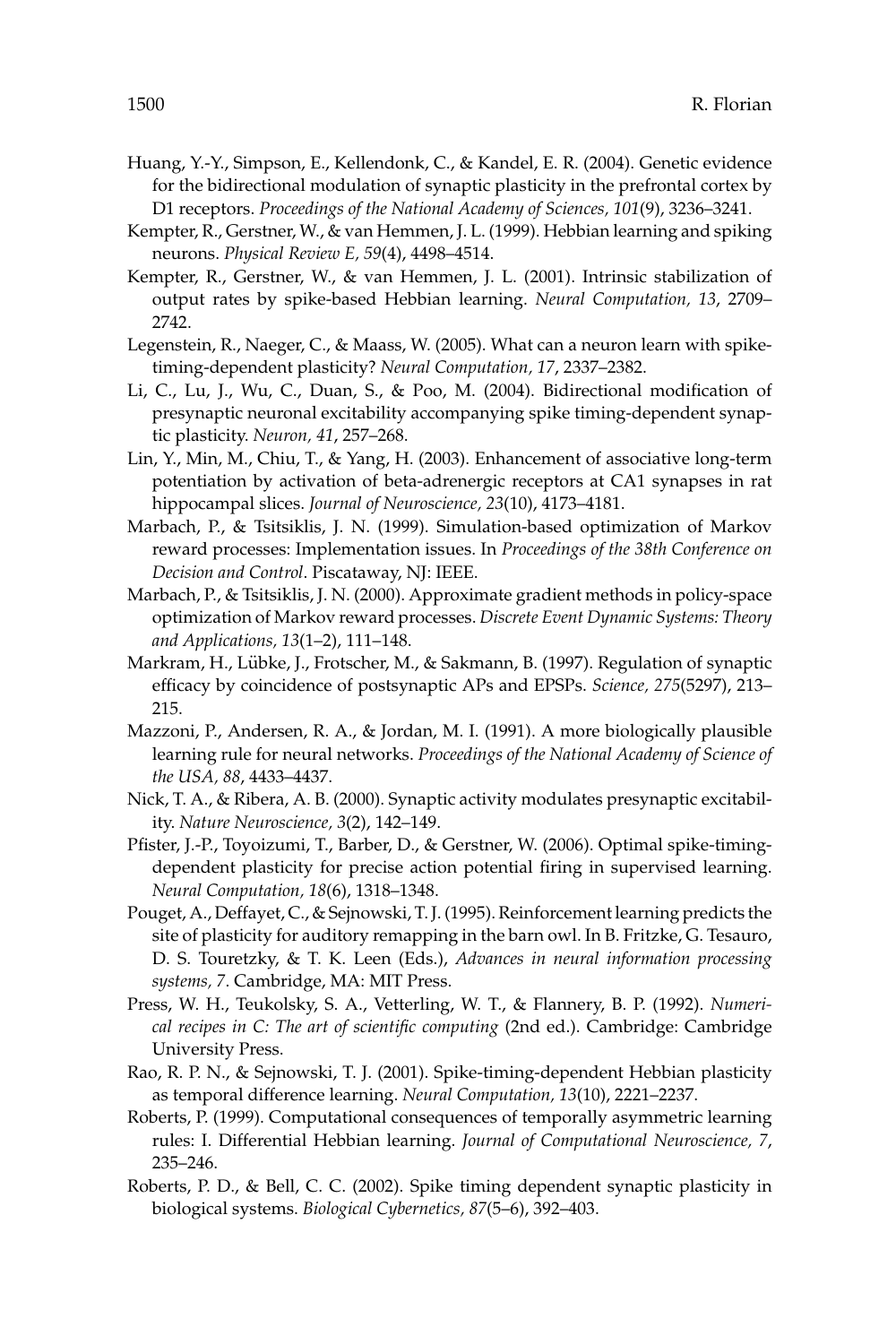Huang, Y.-Y., Simpson, E., Kellendonk, C., & Kandel, E. R. (2004). Genetic evidence for the bidirectional modulation of synaptic plasticity in the prefrontal cortex by D1 receptors. *Proceedings of the National Academy of Sciences, 101*(9), 3236–3241.

Kempter, R., Gerstner, W., & van Hemmen, J. L. (1999). Hebbian learning and spiking neurons. *Physical Review E, 59*(4), 4498–4514.

Kempter, R., Gerstner, W., & van Hemmen, J. L. (2001). Intrinsic stabilization of output rates by spike-based Hebbian learning. *Neural Computation, 13*, 2709–2742.

Legenstein, R., Naeger, C., & Maass, W. (2005). What can a neuron learn with spike-timing-dependent plasticity? *Neural Computation, 17*, 2337–2382.

Li, C., Lu, J., Wu, C., Duan, S., & Poo, M. (2004). Bidirectional modification of presynaptic neuronal excitability accompanying spike timing-dependent synaptic plasticity. *Neuron, 41*, 257–268.

Lin, Y., Min, M., Chiu, T., & Yang, H. (2003). Enhancement of associative long-term potentiation by activation of beta-adrenergic receptors at CA1 synapses in rat hippocampal slices. *Journal of Neuroscience, 23*(10), 4173–4181.

Marbach, P., & Tsitsiklis, J. N. (1999). Simulation-based optimization of Markov reward processes: Implementation issues. In *Proceedings of the 38th Conference on Decision and Control*. Piscataway, NJ: IEEE.

Marbach, P., & Tsitsiklis, J. N. (2000). Approximate gradient methods in policy-space optimization of Markov reward processes. *Discrete Event Dynamic Systems: Theory and Applications, 13*(1–2), 111–148.

Markram, H., Lübke, J., Frotscher, M., & Sakmann, B. (1997). Regulation of synaptic efficacy by coincidence of postsynaptic APs and EPSPs. *Science, 275*(5297), 213–215.

Mazzoni, P., Andersen, R. A., & Jordan, M. I. (1991). A more biologically plausible learning rule for neural networks. *Proceedings of the National Academy of Science of the USA, 88*, 4433–4437.

Nick, T. A., & Ribera, A. B. (2000). Synaptic activity modulates presynaptic excitability. *Nature Neuroscience, 3*(2), 142–149.

Pfister, J.-P., Toyoizumi, T., Barber, D., & Gerstner, W. (2006). Optimal spike-timing-dependent plasticity for precise action potential firing in supervised learning. *Neural Computation, 18*(6), 1318–1348.

Pouget, A., Deffayet, C., & Sejnowski, T. J. (1995). Reinforcement learning predicts the site of plasticity for auditory remapping in the barn owl. In B. Fritzke, G. Tesauro, D. S. Touretzky, & T. K. Leen (Eds.), *Advances in neural information processing systems, 7*. Cambridge, MA: MIT Press.

Press, W. H., Teukolsky, S. A., Vetterling, W. T., & Flannery, B. P. (1992). *Numerical recipes in C: The art of scientific computing* (2nd ed.). Cambridge: Cambridge University Press.

Rao, R. P. N., & Sejnowski, T. J. (2001). Spike-timing-dependent Hebbian plasticity as temporal difference learning. *Neural Computation, 13*(10), 2221–2237.

Roberts, P. (1999). Computational consequences of temporally asymmetric learning rules: I. Differential Hebbian learning. *Journal of Computational Neuroscience, 7*, 235–246.

Roberts, P. D., & Bell, C. C. (2002). Spike timing dependent synaptic plasticity in biological systems. *Biological Cybernetics, 87*(5–6), 392–403.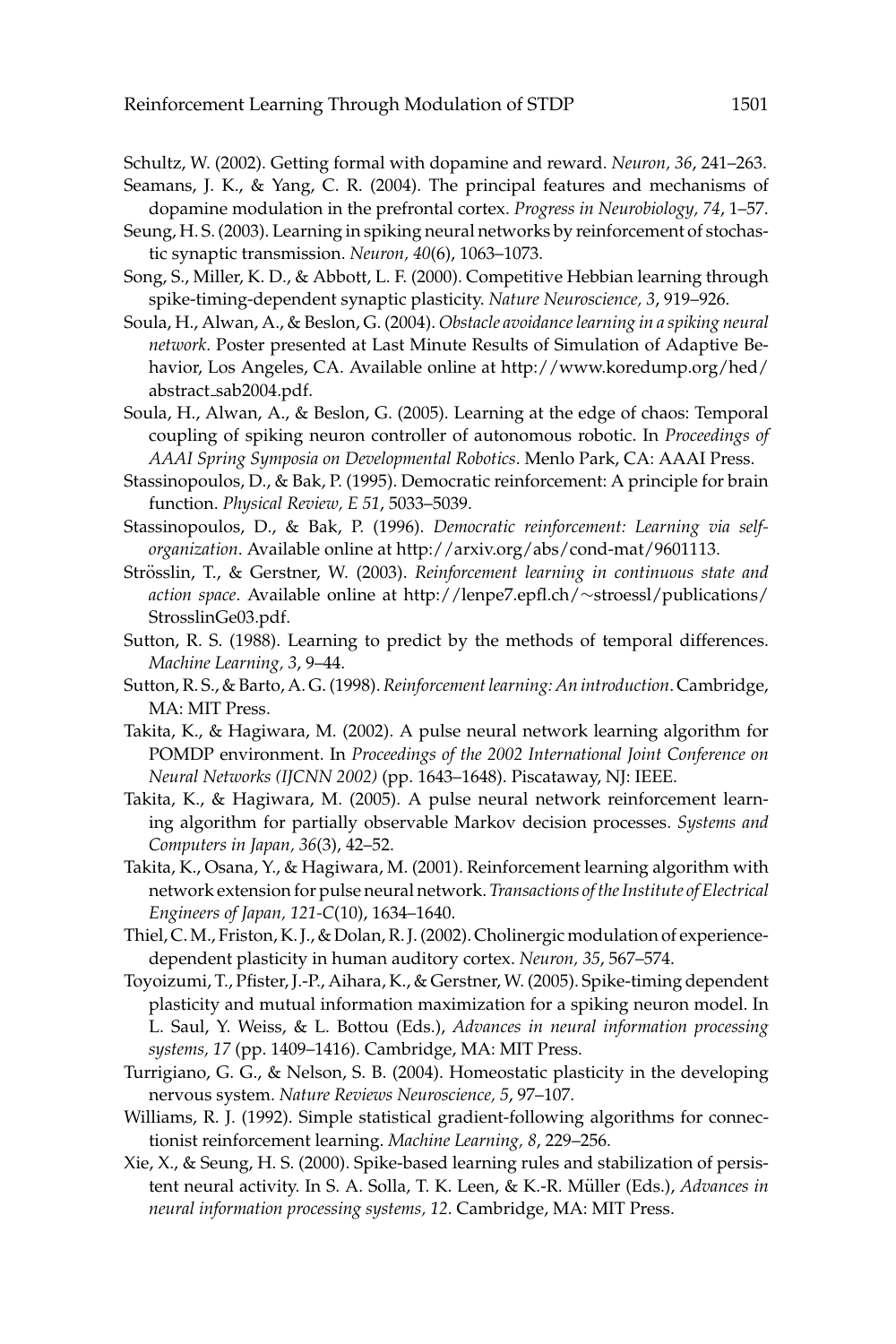Schultz, W. (2002). Getting formal with dopamine and reward. *Neuron, 36*, 241–263.

Seamans, J. K., & Yang, C. R. (2004). The principal features and mechanisms of dopamine modulation in the prefrontal cortex. *Progress in Neurobiology, 74*, 1–57.

Seung, H. S. (2003). Learning in spiking neural networks by reinforcement of stochastic synaptic transmission. *Neuron, 40*(6), 1063–1073.

Song, S., Miller, K. D., & Abbott, L. F. (2000). Competitive Hebbian learning through spike-timing-dependent synaptic plasticity. *Nature Neuroscience, 3*, 919–926.

Soula, H., Alwan, A., & Beslon, G. (2004). *Obstacle avoidance learning in a spiking neural network*. Poster presented at Last Minute Results of Simulation of Adaptive Behavior, Los Angeles, CA. Available online at http://www.koredump.org/hed/abstract_sab2004.pdf.

Soula, H., Alwan, A., & Beslon, G. (2005). Learning at the edge of chaos: Temporal coupling of spiking neuron controller of autonomous robotic. In *Proceedings of AAAI Spring Symposia on Developmental Robotics*. Menlo Park, CA: AAAI Press.

Stassinopoulos, D., & Bak, P. (1995). Democratic reinforcement: A principle for brain function. *Physical Review, E 51*, 5033–5039.

Stassinopoulos, D., & Bak, P. (1996). *Democratic reinforcement: Learning via self-organization*. Available online at http://arxiv.org/abs/cond-mat/9601113.

Strösslin, T., & Gerstner, W. (2003). *Reinforcement learning in continuous state and action space*. Available online at http://lenpe7.epfl.ch/~stroessl/publications/StrosslinGe03.pdf.

Sutton, R. S. (1988). Learning to predict by the methods of temporal differences. *Machine Learning, 3*, 9–44.

Sutton, R. S., & Barto, A. G. (1998). *Reinforcement learning: An introduction*. Cambridge, MA: MIT Press.

Takita, K., & Hagiwara, M. (2002). A pulse neural network learning algorithm for POMDP environment. In *Proceedings of the 2002 International Joint Conference on Neural Networks (IJCNN 2002)* (pp. 1643–1648). Piscataway, NJ: IEEE.

Takita, K., & Hagiwara, M. (2005). A pulse neural network reinforcement learning algorithm for partially observable Markov decision processes. *Systems and Computers in Japan, 36*(3), 42–52.

Takita, K., Osana, Y., & Hagiwara, M. (2001). Reinforcement learning algorithm with network extension for pulse neural network. *Transactions of the Institute of Electrical Engineers of Japan, 121-C*(10), 1634–1640.

Thiel, C. M., Friston, K. J., & Dolan, R. J. (2002). Cholinergic modulation of experience-dependent plasticity in human auditory cortex. *Neuron, 35*, 567–574.

Toyoizumi, T., Pfister, J.-P., Aihara, K., & Gerstner, W. (2005). Spike-timing dependent plasticity and mutual information maximization for a spiking neuron model. In L. Saul, Y. Weiss, & L. Bottou (Eds.), *Advances in neural information processing systems, 17* (pp. 1409–1416). Cambridge, MA: MIT Press.

Turrigiano, G. G., & Nelson, S. B. (2004). Homeostatic plasticity in the developing nervous system. *Nature Reviews Neuroscience, 5*, 97–107.

Williams, R. J. (1992). Simple statistical gradient-following algorithms for connectionist reinforcement learning. *Machine Learning, 8*, 229–256.

Xie, X., & Seung, H. S. (2000). Spike-based learning rules and stabilization of persistent neural activity. In S. A. Solla, T. K. Leen, & K.-R. Müller (Eds.), *Advances in neural information processing systems, 12*. Cambridge, MA: MIT Press.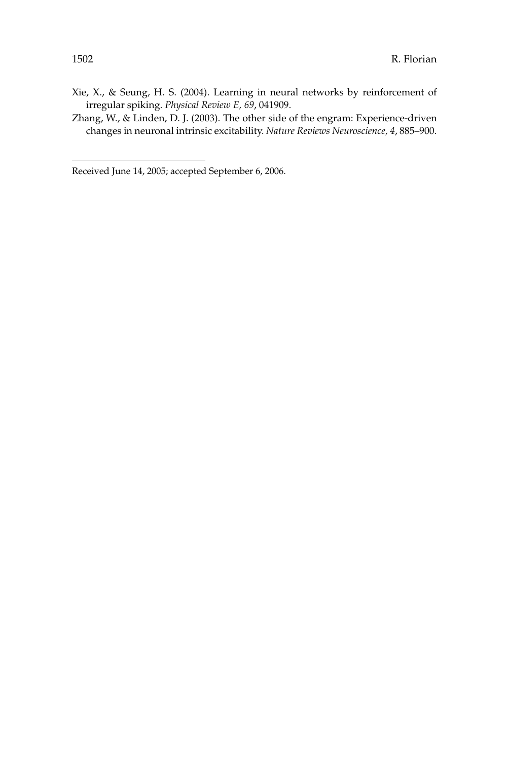Xie, X., & Seung, H. S. (2004). Learning in neural networks by reinforcement of irregular spiking. *Physical Review E, 69*, 041909.

Zhang, W., & Linden, D. J. (2003). The other side of the engram: Experience-driven changes in neuronal intrinsic excitability. *Nature Reviews Neuroscience, 4*, 885–900.

---

Received June 14, 2005; accepted September 6, 2006.